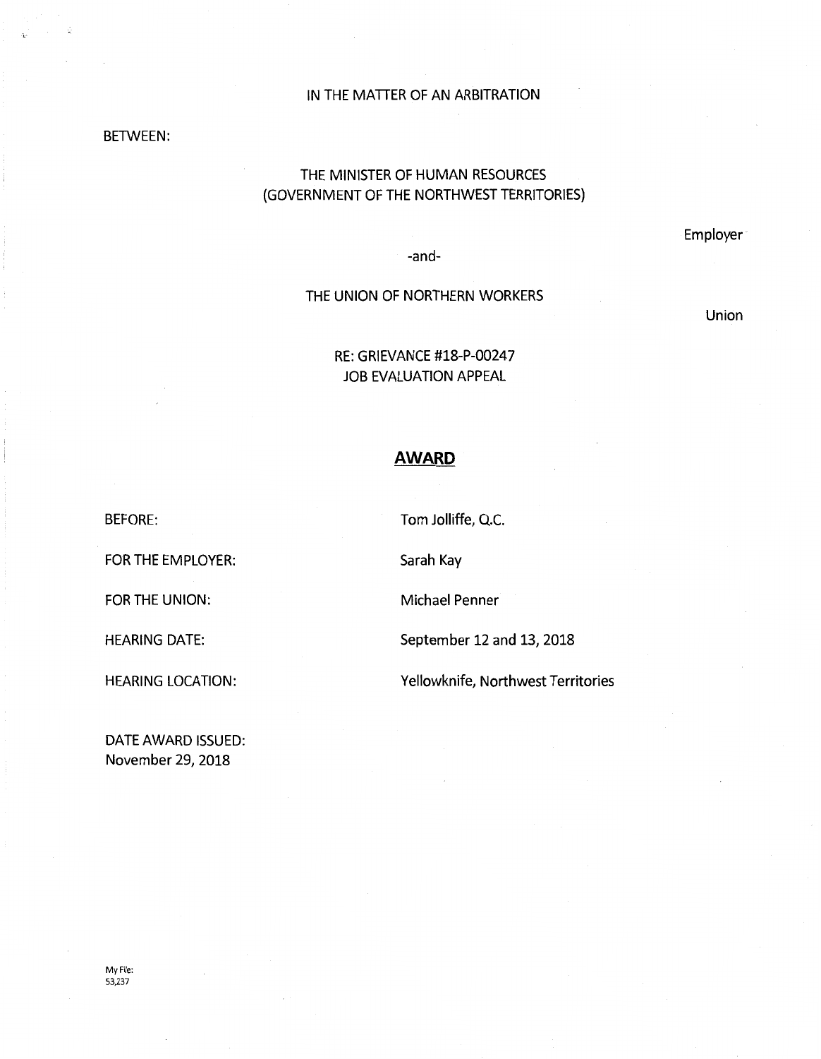IN THE MATTER OF AN ARBITRATION

BETWEEN:

THE MINISTER OF HUMAN RESOURCES
(GOVERNMENT OF THE NORTHWEST TERRITORIES)

Employer

-and-

THE UNION OF NORTHERN WORKERS

Union

RE: GRIEVANCE #18-P-00247
JOB EVALUATION APPEAL

## AWARD

BEFORE: Tom Jolliffe, Q.C.

FOR THE EMPLOYER: Sarah Kay

FOR THE UNION: Michael Penner

HEARING DATE: September 12 and 13, 2018

HEARING LOCATION: Yellowknife, Northwest Territories

DATE AWARD ISSUED:
November 29, 2018

My File:
53,237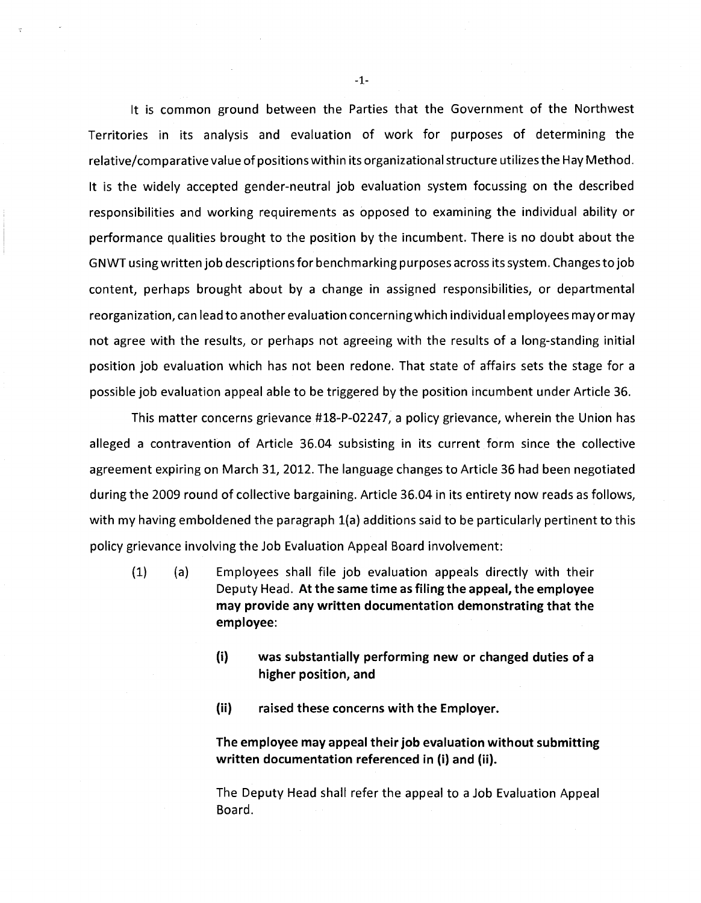It is common ground between the Parties that the Government of the Northwest Territories in its analysis and evaluation of work for purposes of determining the relative/comparative value of positions within its organizational structure utilizes the Hay Method. It is the widely accepted gender-neutral job evaluation system focussing on the described responsibilities and working requirements as opposed to examining the individual ability or performance qualities brought to the position by the incumbent. There is no doubt about the GNWT using written job descriptions for benchmarking purposes across its system. Changes to job content, perhaps brought about by a change in assigned responsibilities, or departmental reorganization, can lead to another evaluation concerning which individual employees may or may not agree with the results, or perhaps not agreeing with the results of a long-standing initial position job evaluation which has not been redone. That state of affairs sets the stage for a possible job evaluation appeal able to be triggered by the position incumbent under Article 36.

This matter concerns grievance #18-P-02247, a policy grievance, wherein the Union has alleged a contravention of Article 36.04 subsisting in its current form since the collective agreement expiring on March 31, 2012. The language changes to Article 36 had been negotiated during the 2009 round of collective bargaining. Article 36.04 in its entirety now reads as follows, with my having emboldened the paragraph 1(a) additions said to be particularly pertinent to this policy grievance involving the Job Evaluation Appeal Board involvement:

> (1) (a) Employees shall file job evaluation appeals directly with their Deputy Head. **At the same time as filing the appeal, the employee may provide any written documentation demonstrating that the employee:**
>
> > **(i) was substantially performing new or changed duties of a higher position, and**
> >
> > **(ii) raised these concerns with the Employer.**
>
> **The employee may appeal their job evaluation without submitting written documentation referenced in (i) and (ii).**
>
> The Deputy Head shall refer the appeal to a Job Evaluation Appeal Board.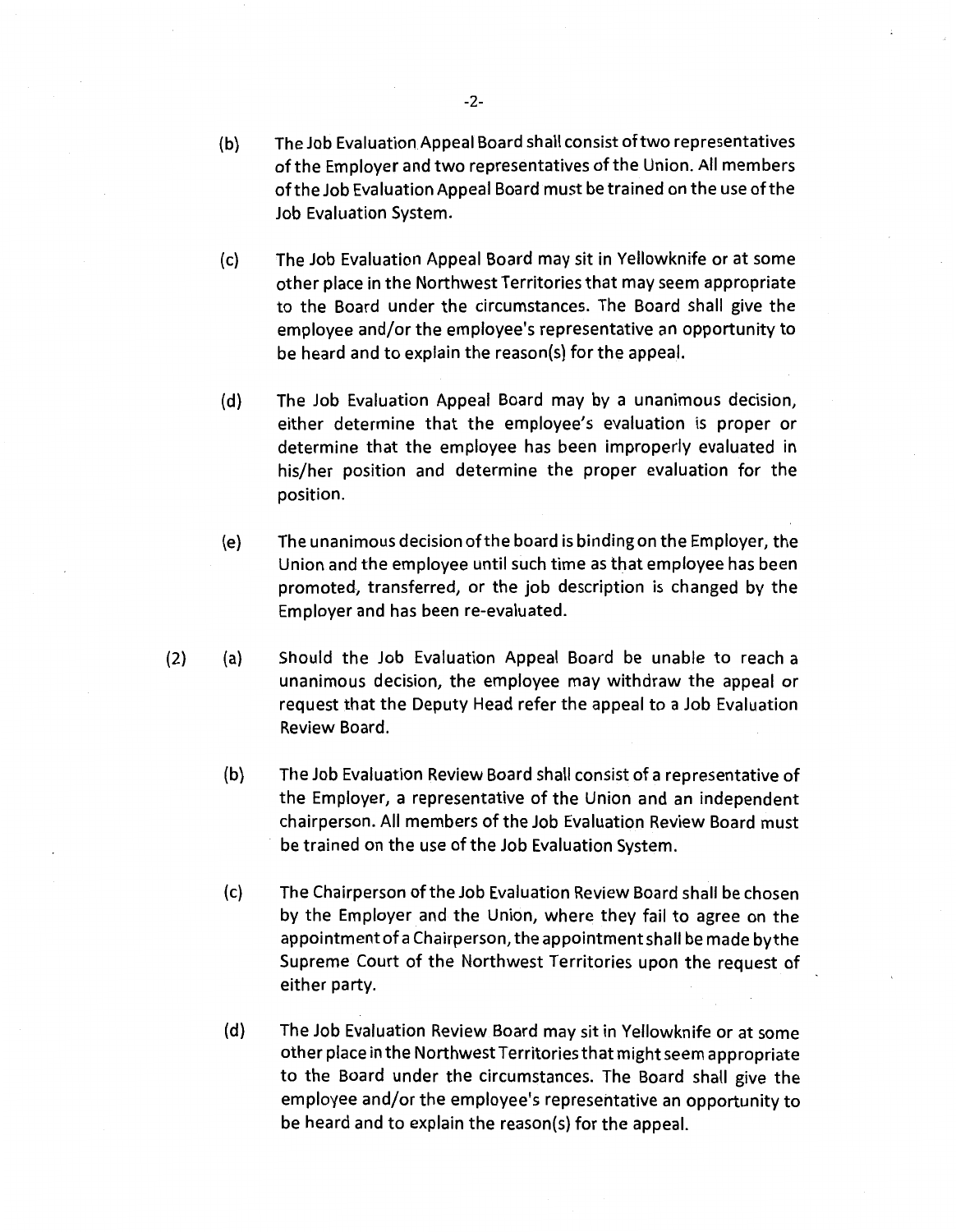(b) The Job Evaluation Appeal Board shall consist of two representatives of the Employer and two representatives of the Union. All members of the Job Evaluation Appeal Board must be trained on the use of the Job Evaluation System.

(c) The Job Evaluation Appeal Board may sit in Yellowknife or at some other place in the Northwest Territories that may seem appropriate to the Board under the circumstances. The Board shall give the employee and/or the employee's representative an opportunity to be heard and to explain the reason(s) for the appeal.

(d) The Job Evaluation Appeal Board may by a unanimous decision, either determine that the employee's evaluation is proper or determine that the employee has been improperly evaluated in his/her position and determine the proper evaluation for the position.

(e) The unanimous decision of the board is binding on the Employer, the Union and the employee until such time as that employee has been promoted, transferred, or the job description is changed by the Employer and has been re-evaluated.

(2) (a) Should the Job Evaluation Appeal Board be unable to reach a unanimous decision, the employee may withdraw the appeal or request that the Deputy Head refer the appeal to a Job Evaluation Review Board.

(b) The Job Evaluation Review Board shall consist of a representative of the Employer, a representative of the Union and an independent chairperson. All members of the Job Evaluation Review Board must be trained on the use of the Job Evaluation System.

(c) The Chairperson of the Job Evaluation Review Board shall be chosen by the Employer and the Union, where they fail to agree on the appointment of a Chairperson, the appointment shall be made by the Supreme Court of the Northwest Territories upon the request of either party.

(d) The Job Evaluation Review Board may sit in Yellowknife or at some other place in the Northwest Territories that might seem appropriate to the Board under the circumstances. The Board shall give the employee and/or the employee's representative an opportunity to be heard and to explain the reason(s) for the appeal.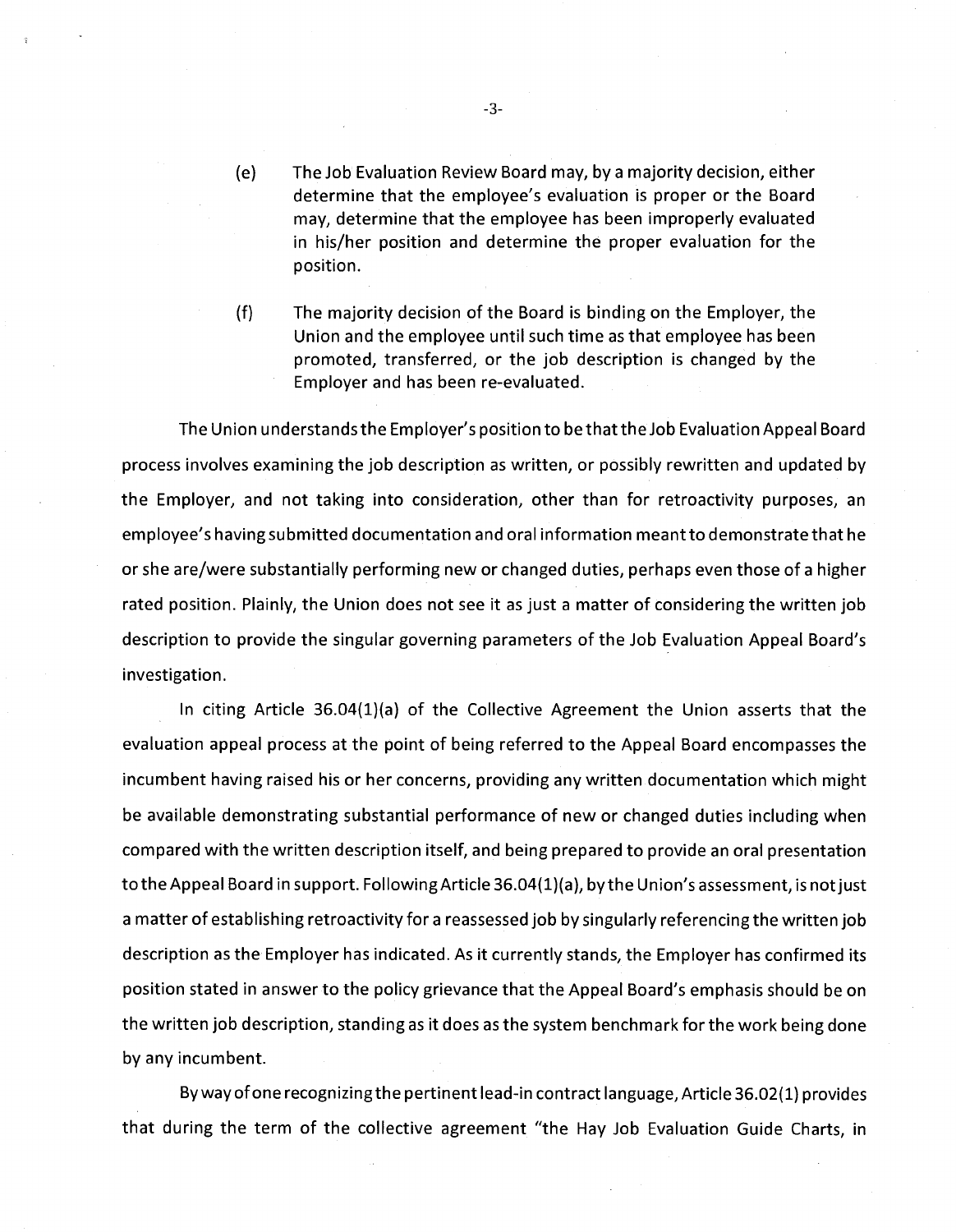(e) The Job Evaluation Review Board may, by a majority decision, either determine that the employee's evaluation is proper or the Board may, determine that the employee has been improperly evaluated in his/her position and determine the proper evaluation for the position.

(f) The majority decision of the Board is binding on the Employer, the Union and the employee until such time as that employee has been promoted, transferred, or the job description is changed by the Employer and has been re-evaluated.

The Union understands the Employer's position to be that the Job Evaluation Appeal Board process involves examining the job description as written, or possibly rewritten and updated by the Employer, and not taking into consideration, other than for retroactivity purposes, an employee's having submitted documentation and oral information meant to demonstrate that he or she are/were substantially performing new or changed duties, perhaps even those of a higher rated position. Plainly, the Union does not see it as just a matter of considering the written job description to provide the singular governing parameters of the Job Evaluation Appeal Board's investigation.

In citing Article 36.04(1)(a) of the Collective Agreement the Union asserts that the evaluation appeal process at the point of being referred to the Appeal Board encompasses the incumbent having raised his or her concerns, providing any written documentation which might be available demonstrating substantial performance of new or changed duties including when compared with the written description itself, and being prepared to provide an oral presentation to the Appeal Board in support. Following Article 36.04(1)(a), by the Union's assessment, is not just a matter of establishing retroactivity for a reassessed job by singularly referencing the written job description as the Employer has indicated. As it currently stands, the Employer has confirmed its position stated in answer to the policy grievance that the Appeal Board's emphasis should be on the written job description, standing as it does as the system benchmark for the work being done by any incumbent.

By way of one recognizing the pertinent lead-in contract language, Article 36.02(1) provides that during the term of the collective agreement "the Hay Job Evaluation Guide Charts, in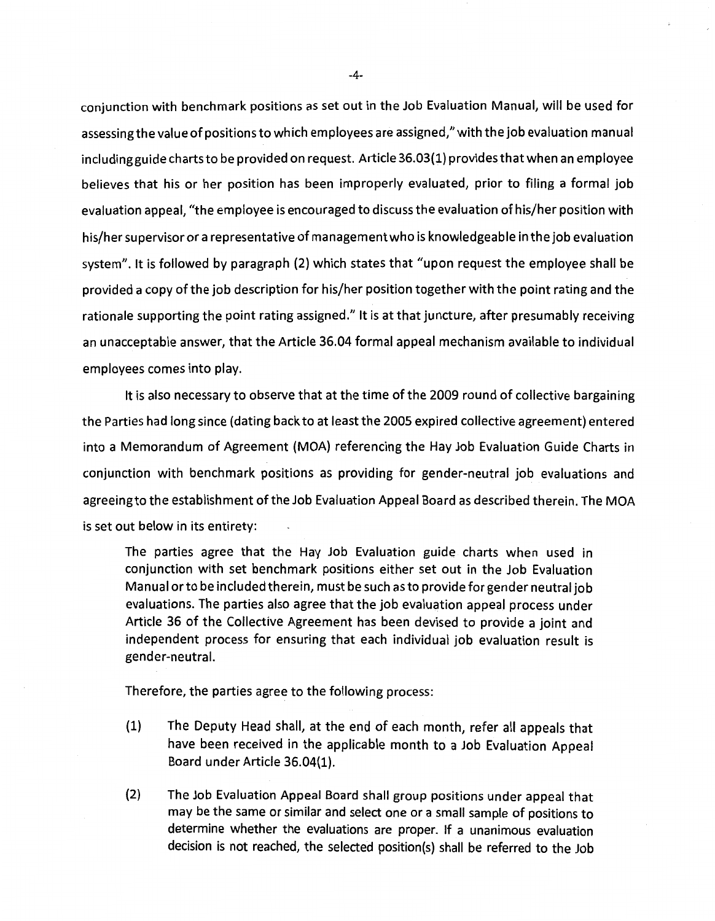conjunction with benchmark positions as set out in the Job Evaluation Manual, will be used for assessing the value of positions to which employees are assigned," with the job evaluation manual including guide charts to be provided on request. Article 36.03(1) provides that when an employee believes that his or her position has been improperly evaluated, prior to filing a formal job evaluation appeal, "the employee is encouraged to discuss the evaluation of his/her position with his/her supervisor or a representative of management who is knowledgeable in the job evaluation system". It is followed by paragraph (2) which states that "upon request the employee shall be provided a copy of the job description for his/her position together with the point rating and the rationale supporting the point rating assigned." It is at that juncture, after presumably receiving an unacceptable answer, that the Article 36.04 formal appeal mechanism available to individual employees comes into play.

It is also necessary to observe that at the time of the 2009 round of collective bargaining the Parties had long since (dating back to at least the 2005 expired collective agreement) entered into a Memorandum of Agreement (MOA) referencing the Hay Job Evaluation Guide Charts in conjunction with benchmark positions as providing for gender-neutral job evaluations and agreeing to the establishment of the Job Evaluation Appeal Board as described therein. The MOA is set out below in its entirety:

> The parties agree that the Hay Job Evaluation guide charts when used in conjunction with set benchmark positions either set out in the Job Evaluation Manual or to be included therein, must be such as to provide for gender neutral job evaluations. The parties also agree that the job evaluation appeal process under Article 36 of the Collective Agreement has been devised to provide a joint and independent process for ensuring that each individual job evaluation result is gender-neutral.
>
> Therefore, the parties agree to the following process:
>
> (1) The Deputy Head shall, at the end of each month, refer all appeals that have been received in the applicable month to a Job Evaluation Appeal Board under Article 36.04(1).
>
> (2) The Job Evaluation Appeal Board shall group positions under appeal that may be the same or similar and select one or a small sample of positions to determine whether the evaluations are proper. If a unanimous evaluation decision is not reached, the selected position(s) shall be referred to the Job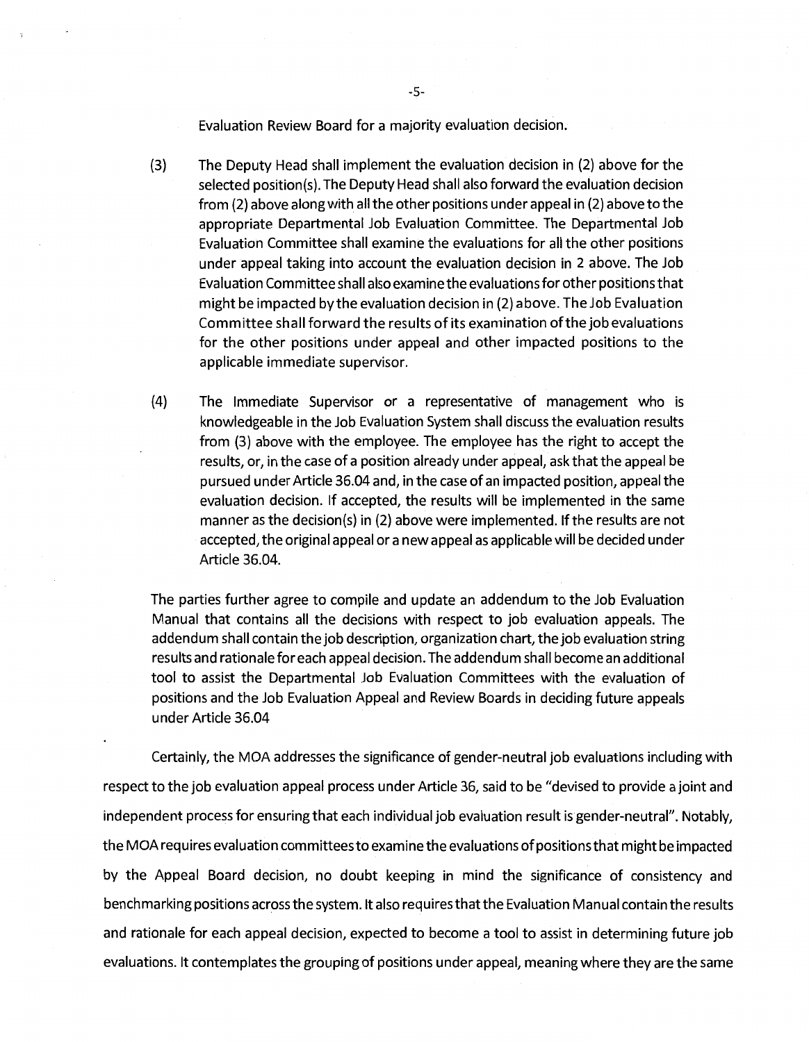Evaluation Review Board for a majority evaluation decision.

(3) The Deputy Head shall implement the evaluation decision in (2) above for the selected position(s). The Deputy Head shall also forward the evaluation decision from (2) above along with all the other positions under appeal in (2) above to the appropriate Departmental Job Evaluation Committee. The Departmental Job Evaluation Committee shall examine the evaluations for all the other positions under appeal taking into account the evaluation decision in 2 above. The Job Evaluation Committee shall also examine the evaluations for other positions that might be impacted by the evaluation decision in (2) above. The Job Evaluation Committee shall forward the results of its examination of the job evaluations for the other positions under appeal and other impacted positions to the applicable immediate supervisor.

(4) The Immediate Supervisor or a representative of management who is knowledgeable in the Job Evaluation System shall discuss the evaluation results from (3) above with the employee. The employee has the right to accept the results, or, in the case of a position already under appeal, ask that the appeal be pursued under Article 36.04 and, in the case of an impacted position, appeal the evaluation decision. If accepted, the results will be implemented in the same manner as the decision(s) in (2) above were implemented. If the results are not accepted, the original appeal or a new appeal as applicable will be decided under Article 36.04.

The parties further agree to compile and update an addendum to the Job Evaluation Manual that contains all the decisions with respect to job evaluation appeals. The addendum shall contain the job description, organization chart, the job evaluation string results and rationale for each appeal decision. The addendum shall become an additional tool to assist the Departmental Job Evaluation Committees with the evaluation of positions and the Job Evaluation Appeal and Review Boards in deciding future appeals under Article 36.04

Certainly, the MOA addresses the significance of gender-neutral job evaluations including with respect to the job evaluation appeal process under Article 36, said to be "devised to provide a joint and independent process for ensuring that each individual job evaluation result is gender-neutral". Notably, the MOA requires evaluation committees to examine the evaluations of positions that might be impacted by the Appeal Board decision, no doubt keeping in mind the significance of consistency and benchmarking positions across the system. It also requires that the Evaluation Manual contain the results and rationale for each appeal decision, expected to become a tool to assist in determining future job evaluations. It contemplates the grouping of positions under appeal, meaning where they are the same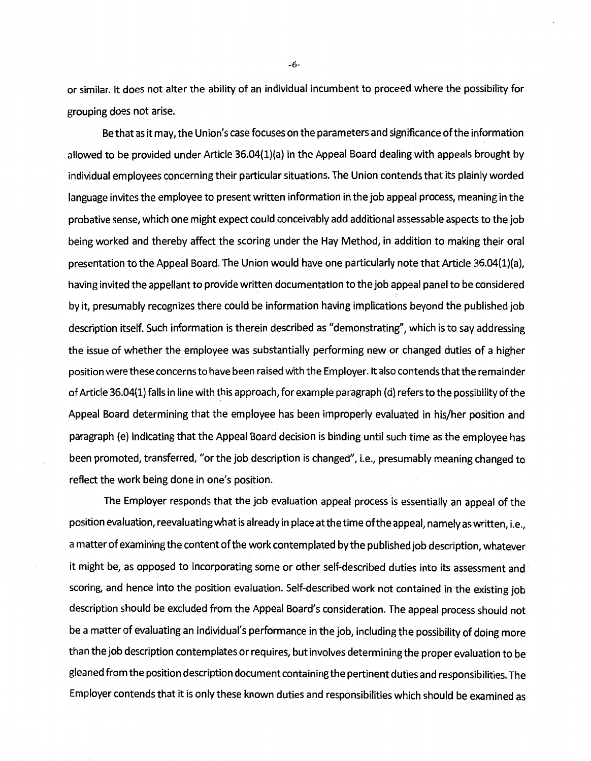or similar. It does not alter the ability of an individual incumbent to proceed where the possibility for grouping does not arise.

Be that as it may, the Union's case focuses on the parameters and significance of the information allowed to be provided under Article 36.04(1)(a) in the Appeal Board dealing with appeals brought by individual employees concerning their particular situations. The Union contends that its plainly worded language invites the employee to present written information in the job appeal process, meaning in the probative sense, which one might expect could conceivably add additional assessable aspects to the job being worked and thereby affect the scoring under the Hay Method, in addition to making their oral presentation to the Appeal Board. The Union would have one particularly note that Article 36.04(1)(a), having invited the appellant to provide written documentation to the job appeal panel to be considered by it, presumably recognizes there could be information having implications beyond the published job description itself. Such information is therein described as "demonstrating", which is to say addressing the issue of whether the employee was substantially performing new or changed duties of a higher position were these concerns to have been raised with the Employer. It also contends that the remainder of Article 36.04(1) falls in line with this approach, for example paragraph (d) refers to the possibility of the Appeal Board determining that the employee has been improperly evaluated in his/her position and paragraph (e) indicating that the Appeal Board decision is binding until such time as the employee has been promoted, transferred, "or the job description is changed", i.e., presumably meaning changed to reflect the work being done in one's position.

The Employer responds that the job evaluation appeal process is essentially an appeal of the position evaluation, reevaluating what is already in place at the time of the appeal, namely as written, i.e., a matter of examining the content of the work contemplated by the published job description, whatever it might be, as opposed to incorporating some or other self-described duties into its assessment and scoring, and hence into the position evaluation. Self-described work not contained in the existing job description should be excluded from the Appeal Board's consideration. The appeal process should not be a matter of evaluating an individual's performance in the job, including the possibility of doing more than the job description contemplates or requires, but involves determining the proper evaluation to be gleaned from the position description document containing the pertinent duties and responsibilities. The Employer contends that it is only these known duties and responsibilities which should be examined as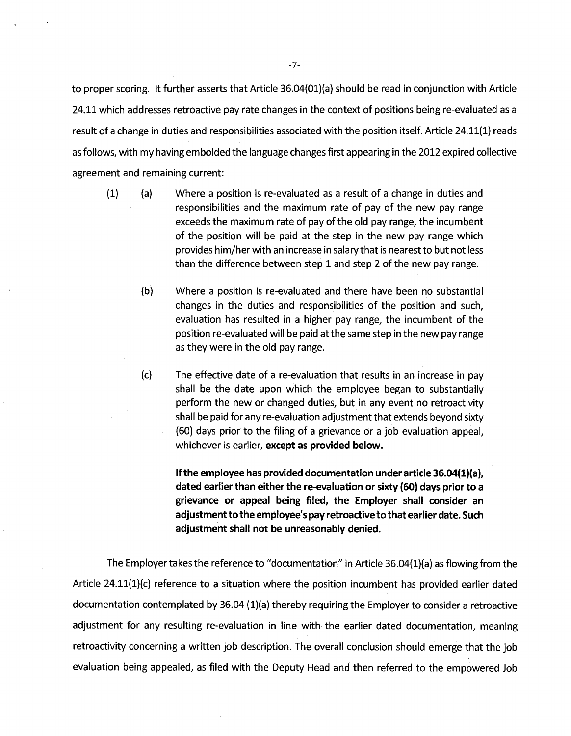to proper scoring. It further asserts that Article 36.04(01)(a) should be read in conjunction with Article 24.11 which addresses retroactive pay rate changes in the context of positions being re-evaluated as a result of a change in duties and responsibilities associated with the position itself. Article 24.11(1) reads as follows, with my having embolded the language changes first appearing in the 2012 expired collective agreement and remaining current:

> (1) (a) Where a position is re-evaluated as a result of a change in duties and responsibilities and the maximum rate of pay of the new pay range exceeds the maximum rate of pay of the old pay range, the incumbent of the position will be paid at the step in the new pay range which provides him/her with an increase in salary that is nearest to but not less than the difference between step 1 and step 2 of the new pay range.
>
> (b) Where a position is re-evaluated and there have been no substantial changes in the duties and responsibilities of the position and such, evaluation has resulted in a higher pay range, the incumbent of the position re-evaluated will be paid at the same step in the new pay range as they were in the old pay range.
>
> (c) The effective date of a re-evaluation that results in an increase in pay shall be the date upon which the employee began to substantially perform the new or changed duties, but in any event no retroactivity shall be paid for any re-evaluation adjustment that extends beyond sixty (60) days prior to the filing of a grievance or a job evaluation appeal, whichever is earlier, **except as provided below.**
>
> **If the employee has provided documentation under article 36.04(1)(a), dated earlier than either the re-evaluation or sixty (60) days prior to a grievance or appeal being filed, the Employer shall consider an adjustment to the employee's pay retroactive to that earlier date. Such adjustment shall not be unreasonably denied.**

The Employer takes the reference to "documentation" in Article 36.04(1)(a) as flowing from the Article 24.11(1)(c) reference to a situation where the position incumbent has provided earlier dated documentation contemplated by 36.04 (1)(a) thereby requiring the Employer to consider a retroactive adjustment for any resulting re-evaluation in line with the earlier dated documentation, meaning retroactivity concerning a written job description. The overall conclusion should emerge that the job evaluation being appealed, as filed with the Deputy Head and then referred to the empowered Job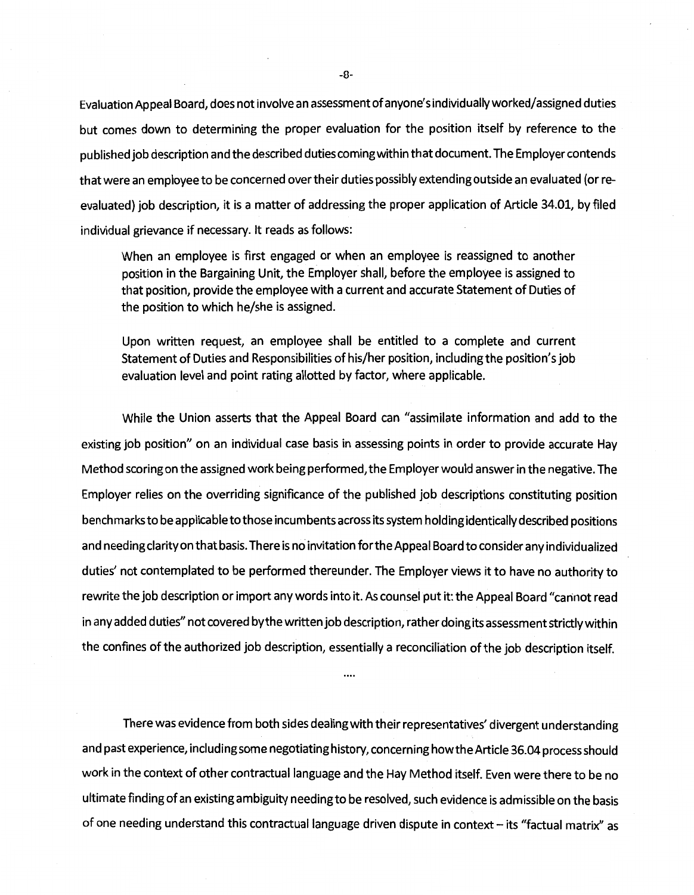Evaluation Appeal Board, does not involve an assessment of anyone's individually worked/assigned duties but comes down to determining the proper evaluation for the position itself by reference to the published job description and the described duties coming within that document. The Employer contends that were an employee to be concerned over their duties possibly extending outside an evaluated (or re-evaluated) job description, it is a matter of addressing the proper application of Article 34.01, by filed individual grievance if necessary. It reads as follows:

> When an employee is first engaged or when an employee is reassigned to another position in the Bargaining Unit, the Employer shall, before the employee is assigned to that position, provide the employee with a current and accurate Statement of Duties of the position to which he/she is assigned.
>
> Upon written request, an employee shall be entitled to a complete and current Statement of Duties and Responsibilities of his/her position, including the position's job evaluation level and point rating allotted by factor, where applicable.

While the Union asserts that the Appeal Board can "assimilate information and add to the existing job position" on an individual case basis in assessing points in order to provide accurate Hay Method scoring on the assigned work being performed, the Employer would answer in the negative. The Employer relies on the overriding significance of the published job descriptions constituting position benchmarks to be applicable to those incumbents across its system holding identically described positions and needing clarity on that basis. There is no invitation for the Appeal Board to consider any individualized duties' not contemplated to be performed thereunder. The Employer views it to have no authority to rewrite the job description or import any words into it. As counsel put it: the Appeal Board "cannot read in any added duties" not covered by the written job description, rather doing its assessment strictly within the confines of the authorized job description, essentially a reconciliation of the job description itself.

....

There was evidence from both sides dealing with their representatives' divergent understanding and past experience, including some negotiating history, concerning how the Article 36.04 process should work in the context of other contractual language and the Hay Method itself. Even were there to be no ultimate finding of an existing ambiguity needing to be resolved, such evidence is admissible on the basis of one needing understand this contractual language driven dispute in context – its "factual matrix" as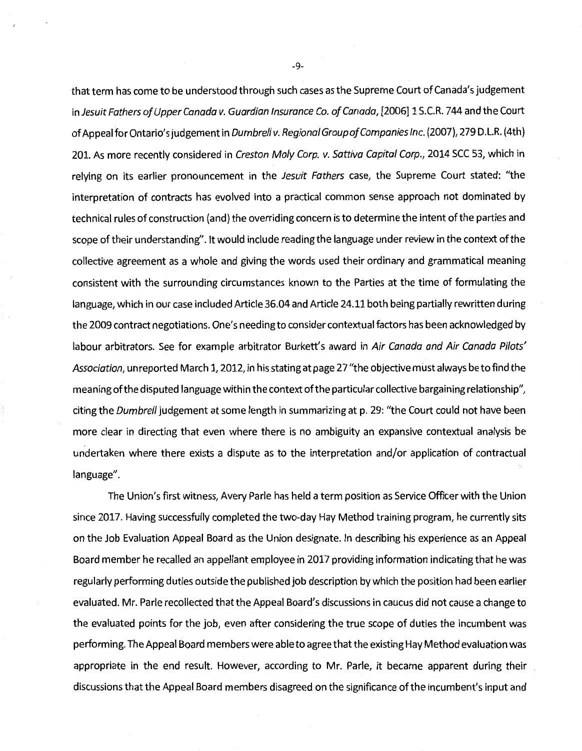that term has come to be understood through such cases as the Supreme Court of Canada's judgement in *Jesuit Fathers of Upper Canada v. Guardian Insurance Co. of Canada*, [2006] 1 S.C.R. 744 and the Court of Appeal for Ontario's judgement in *Dumbrell v. Regional Group of Companies Inc.* (2007), 279 D.L.R. (4th) 201. As more recently considered in *Creston Moly Corp. v. Sattiva Capital Corp.*, 2014 SCC 53, which in relying on its earlier pronouncement in the *Jesuit Fathers* case, the Supreme Court stated: "the interpretation of contracts has evolved into a practical common sense approach not dominated by technical rules of construction (and) the overriding concern is to determine the intent of the parties and scope of their understanding". It would include reading the language under review in the context of the collective agreement as a whole and giving the words used their ordinary and grammatical meaning consistent with the surrounding circumstances known to the Parties at the time of formulating the language, which in our case included Article 36.04 and Article 24.11 both being partially rewritten during the 2009 contract negotiations. One's needing to consider contextual factors has been acknowledged by labour arbitrators. See for example arbitrator Burkett's award in *Air Canada and Air Canada Pilots' Association*, unreported March 1, 2012, in his stating at page 27 "the objective must always be to find the meaning of the disputed language within the context of the particular collective bargaining relationship", citing the *Dumbrell* judgement at some length in summarizing at p. 29: "the Court could not have been more clear in directing that even where there is no ambiguity an expansive contextual analysis be undertaken where there exists a dispute as to the interpretation and/or application of contractual language".

The Union's first witness, Avery Parle has held a term position as Service Officer with the Union since 2017. Having successfully completed the two-day Hay Method training program, he currently sits on the Job Evaluation Appeal Board as the Union designate. In describing his experience as an Appeal Board member he recalled an appellant employee in 2017 providing information indicating that he was regularly performing duties outside the published job description by which the position had been earlier evaluated. Mr. Parle recollected that the Appeal Board's discussions in caucus did not cause a change to the evaluated points for the job, even after considering the true scope of duties the incumbent was performing. The Appeal Board members were able to agree that the existing Hay Method evaluation was appropriate in the end result. However, according to Mr. Parle, it became apparent during their discussions that the Appeal Board members disagreed on the significance of the incumbent's input and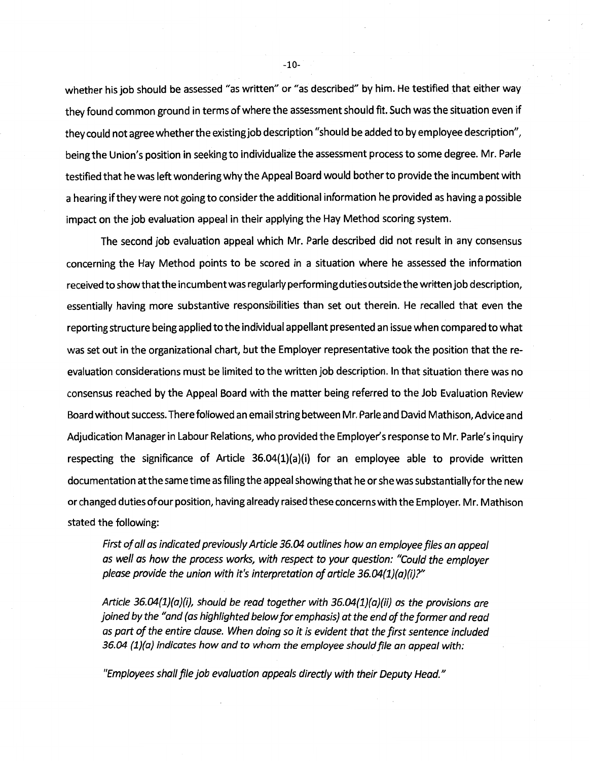whether his job should be assessed "as written" or "as described" by him. He testified that either way they found common ground in terms of where the assessment should fit. Such was the situation even if they could not agree whether the existing job description "should be added to by employee description", being the Union's position in seeking to individualize the assessment process to some degree. Mr. Parle testified that he was left wondering why the Appeal Board would bother to provide the incumbent with a hearing if they were not going to consider the additional information he provided as having a possible impact on the job evaluation appeal in their applying the Hay Method scoring system.

The second job evaluation appeal which Mr. Parle described did not result in any consensus concerning the Hay Method points to be scored in a situation where he assessed the information received to show that the incumbent was regularly performing duties outside the written job description, essentially having more substantive responsibilities than set out therein. He recalled that even the reporting structure being applied to the individual appellant presented an issue when compared to what was set out in the organizational chart, but the Employer representative took the position that the re-evaluation considerations must be limited to the written job description. In that situation there was no consensus reached by the Appeal Board with the matter being referred to the Job Evaluation Review Board without success. There followed an email string between Mr. Parle and David Mathison, Advice and Adjudication Manager in Labour Relations, who provided the Employer's response to Mr. Parle's inquiry respecting the significance of Article 36.04(1)(a)(i) for an employee able to provide written documentation at the same time as filing the appeal showing that he or she was substantially for the new or changed duties of our position, having already raised these concerns with the Employer. Mr. Mathison stated the following:

> *First of all as indicated previously Article 36.04 outlines how an employee files an appeal as well as how the process works, with respect to your question: "Could the employer please provide the union with it's interpretation of article 36.04(1)(a)(i)?"*
>
> *Article 36.04(1)(a)(i), should be read together with 36.04(1)(a)(ii) as the provisions are joined by the "and (as highlighted below for emphasis) at the end of the former and read as part of the entire clause. When doing so it is evident that the first sentence included 36.04 (1)(a) indicates how and to whom the employee should file an appeal with:*
>
> *"Employees shall file job evaluation appeals directly with their Deputy Head."*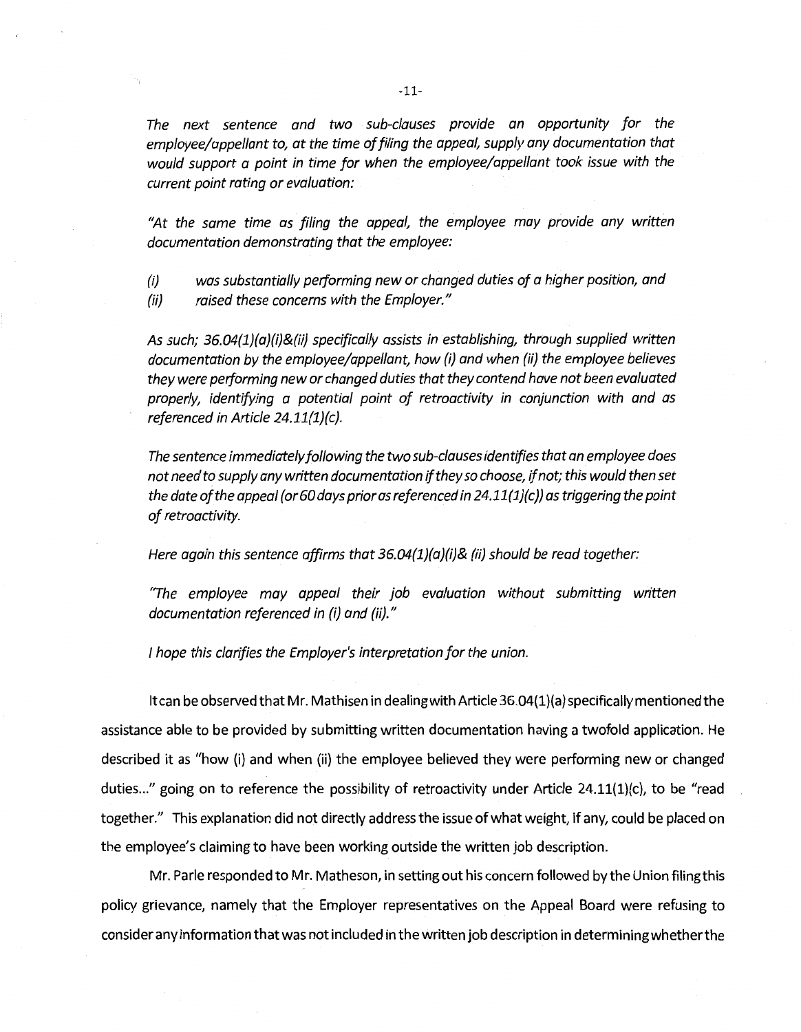*The next sentence and two sub-clauses provide an opportunity for the employee/appellant to, at the time of filing the appeal, supply any documentation that would support a point in time for when the employee/appellant took issue with the current point rating or evaluation:*

*"At the same time as filing the appeal, the employee may provide any written documentation demonstrating that the employee:*

*(i) was substantially performing new or changed duties of a higher position, and*
*(ii) raised these concerns with the Employer."*

*As such; 36.04(1)(a)(i)&(ii) specifically assists in establishing, through supplied written documentation by the employee/appellant, how (i) and when (ii) the employee believes they were performing new or changed duties that they contend have not been evaluated properly, identifying a potential point of retroactivity in conjunction with and as referenced in Article 24.11(1)(c).*

*The sentence immediately following the two sub-clauses identifies that an employee does not need to supply any written documentation if they so choose, if not; this would then set the date of the appeal (or 60 days prior as referenced in 24.11(1)(c)) as triggering the point of retroactivity.*

*Here again this sentence affirms that 36.04(1)(a)(i)& (ii) should be read together:*

*"The employee may appeal their job evaluation without submitting written documentation referenced in (i) and (ii)."*

*I hope this clarifies the Employer's interpretation for the union.*

It can be observed that Mr. Mathisen in dealing with Article 36.04(1)(a) specifically mentioned the assistance able to be provided by submitting written documentation having a twofold application. He described it as "how (i) and when (ii) the employee believed they were performing new or changed duties..." going on to reference the possibility of retroactivity under Article 24.11(1)(c), to be "read together." This explanation did not directly address the issue of what weight, if any, could be placed on the employee's claiming to have been working outside the written job description.

Mr. Parle responded to Mr. Matheson, in setting out his concern followed by the Union filing this policy grievance, namely that the Employer representatives on the Appeal Board were refusing to consider any information that was not included in the written job description in determining whether the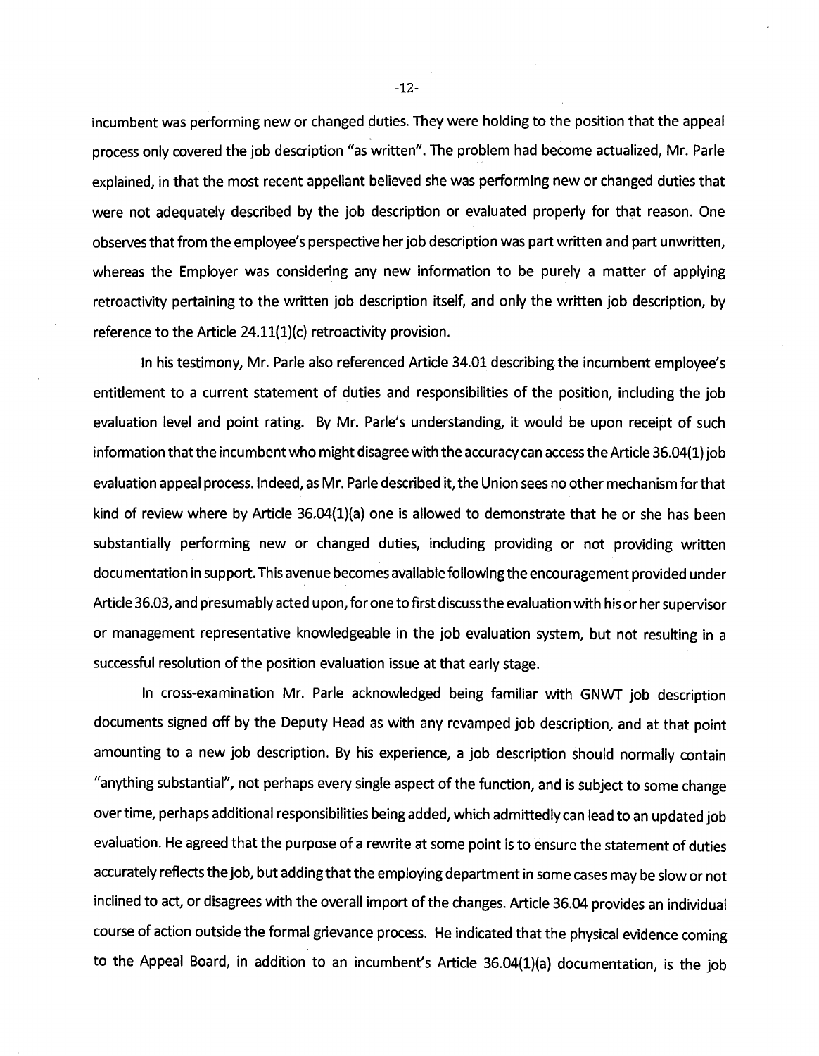incumbent was performing new or changed duties. They were holding to the position that the appeal process only covered the job description "as written". The problem had become actualized, Mr. Parle explained, in that the most recent appellant believed she was performing new or changed duties that were not adequately described by the job description or evaluated properly for that reason. One observes that from the employee's perspective her job description was part written and part unwritten, whereas the Employer was considering any new information to be purely a matter of applying retroactivity pertaining to the written job description itself, and only the written job description, by reference to the Article 24.11(1)(c) retroactivity provision.

In his testimony, Mr. Parle also referenced Article 34.01 describing the incumbent employee's entitlement to a current statement of duties and responsibilities of the position, including the job evaluation level and point rating. By Mr. Parle's understanding, it would be upon receipt of such information that the incumbent who might disagree with the accuracy can access the Article 36.04(1) job evaluation appeal process. Indeed, as Mr. Parle described it, the Union sees no other mechanism for that kind of review where by Article 36.04(1)(a) one is allowed to demonstrate that he or she has been substantially performing new or changed duties, including providing or not providing written documentation in support. This avenue becomes available following the encouragement provided under Article 36.03, and presumably acted upon, for one to first discuss the evaluation with his or her supervisor or management representative knowledgeable in the job evaluation system, but not resulting in a successful resolution of the position evaluation issue at that early stage.

In cross-examination Mr. Parle acknowledged being familiar with GNWT job description documents signed off by the Deputy Head as with any revamped job description, and at that point amounting to a new job description. By his experience, a job description should normally contain "anything substantial", not perhaps every single aspect of the function, and is subject to some change over time, perhaps additional responsibilities being added, which admittedly can lead to an updated job evaluation. He agreed that the purpose of a rewrite at some point is to ensure the statement of duties accurately reflects the job, but adding that the employing department in some cases may be slow or not inclined to act, or disagrees with the overall import of the changes. Article 36.04 provides an individual course of action outside the formal grievance process. He indicated that the physical evidence coming to the Appeal Board, in addition to an incumbent's Article 36.04(1)(a) documentation, is the job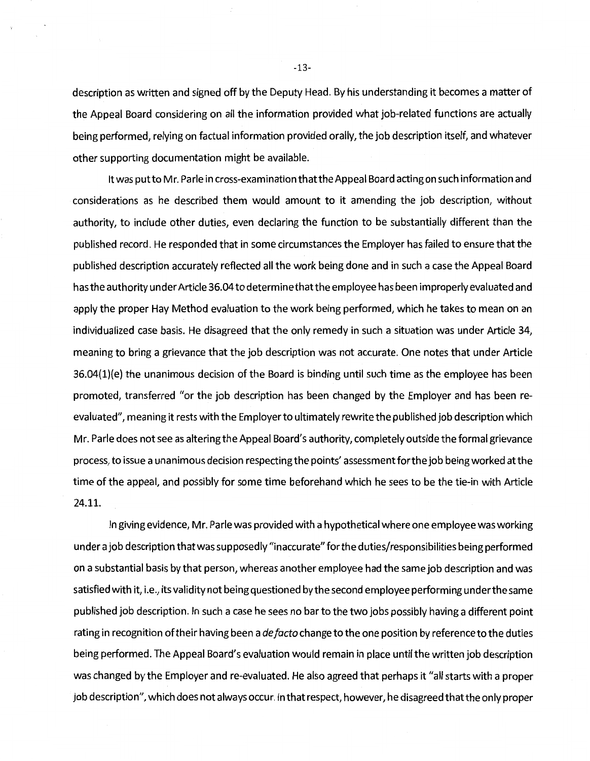description as written and signed off by the Deputy Head. By his understanding it becomes a matter of the Appeal Board considering on all the information provided what job-related functions are actually being performed, relying on factual information provided orally, the job description itself, and whatever other supporting documentation might be available.

It was put to Mr. Parle in cross-examination that the Appeal Board acting on such information and considerations as he described them would amount to it amending the job description, without authority, to include other duties, even declaring the function to be substantially different than the published record. He responded that in some circumstances the Employer has failed to ensure that the published description accurately reflected all the work being done and in such a case the Appeal Board has the authority under Article 36.04 to determine that the employee has been improperly evaluated and apply the proper Hay Method evaluation to the work being performed, which he takes to mean on an individualized case basis. He disagreed that the only remedy in such a situation was under Article 34, meaning to bring a grievance that the job description was not accurate. One notes that under Article 36.04(1)(e) the unanimous decision of the Board is binding until such time as the employee has been promoted, transferred "or the job description has been changed by the Employer and has been re-evaluated", meaning it rests with the Employer to ultimately rewrite the published job description which Mr. Parle does not see as altering the Appeal Board's authority, completely outside the formal grievance process, to issue a unanimous decision respecting the points' assessment for the job being worked at the time of the appeal, and possibly for some time beforehand which he sees to be the tie-in with Article 24.11.

In giving evidence, Mr. Parle was provided with a hypothetical where one employee was working under a job description that was supposedly "inaccurate" for the duties/responsibilities being performed on a substantial basis by that person, whereas another employee had the same job description and was satisfied with it, i.e., its validity not being questioned by the second employee performing under the same published job description. In such a case he sees no bar to the two jobs possibly having a different point rating in recognition of their having been a *de facto* change to the one position by reference to the duties being performed. The Appeal Board's evaluation would remain in place until the written job description was changed by the Employer and re-evaluated. He also agreed that perhaps it "all starts with a proper job description", which does not always occur. In that respect, however, he disagreed that the only proper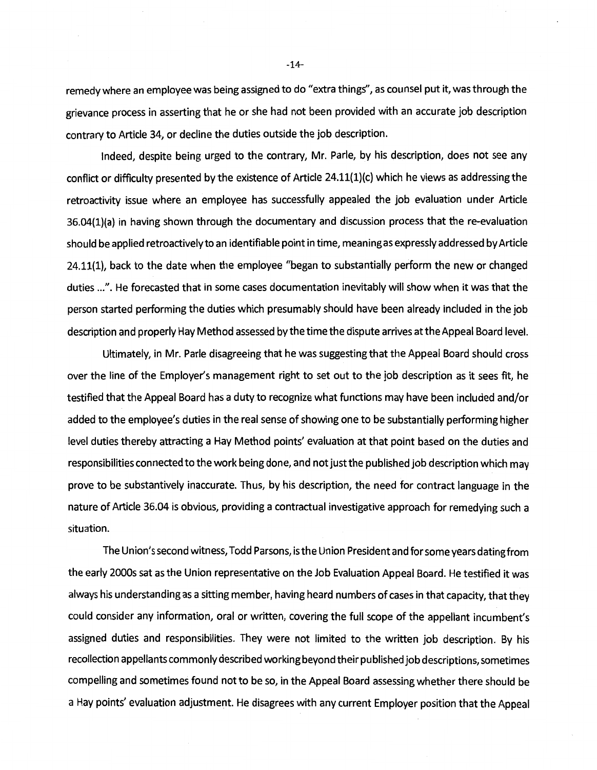remedy where an employee was being assigned to do "extra things", as counsel put it, was through the grievance process in asserting that he or she had not been provided with an accurate job description contrary to Article 34, or decline the duties outside the job description.

Indeed, despite being urged to the contrary, Mr. Parle, by his description, does not see any conflict or difficulty presented by the existence of Article 24.11(1)(c) which he views as addressing the retroactivity issue where an employee has successfully appealed the job evaluation under Article 36.04(1)(a) in having shown through the documentary and discussion process that the re-evaluation should be applied retroactively to an identifiable point in time, meaning as expressly addressed by Article 24.11(1), back to the date when the employee "began to substantially perform the new or changed duties ...". He forecasted that in some cases documentation inevitably will show when it was that the person started performing the duties which presumably should have been already included in the job description and properly Hay Method assessed by the time the dispute arrives at the Appeal Board level.

Ultimately, in Mr. Parle disagreeing that he was suggesting that the Appeal Board should cross over the line of the Employer's management right to set out to the job description as it sees fit, he testified that the Appeal Board has a duty to recognize what functions may have been included and/or added to the employee's duties in the real sense of showing one to be substantially performing higher level duties thereby attracting a Hay Method points' evaluation at that point based on the duties and responsibilities connected to the work being done, and not just the published job description which may prove to be substantively inaccurate. Thus, by his description, the need for contract language in the nature of Article 36.04 is obvious, providing a contractual investigative approach for remedying such a situation.

The Union's second witness, Todd Parsons, is the Union President and for some years dating from the early 2000s sat as the Union representative on the Job Evaluation Appeal Board. He testified it was always his understanding as a sitting member, having heard numbers of cases in that capacity, that they could consider any information, oral or written, covering the full scope of the appellant incumbent's assigned duties and responsibilities. They were not limited to the written job description. By his recollection appellants commonly described working beyond their published job descriptions, sometimes compelling and sometimes found not to be so, in the Appeal Board assessing whether there should be a Hay points' evaluation adjustment. He disagrees with any current Employer position that the Appeal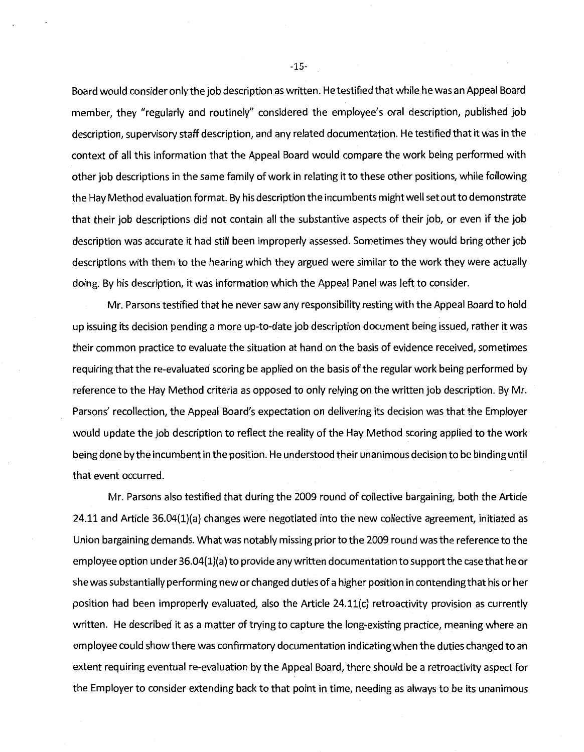Board would consider only the job description as written. He testified that while he was an Appeal Board member, they "regularly and routinely" considered the employee's oral description, published job description, supervisory staff description, and any related documentation. He testified that it was in the context of all this information that the Appeal Board would compare the work being performed with other job descriptions in the same family of work in relating it to these other positions, while following the Hay Method evaluation format. By his description the incumbents might well set out to demonstrate that their job descriptions did not contain all the substantive aspects of their job, or even if the job description was accurate it had still been improperly assessed. Sometimes they would bring other job descriptions with them to the hearing which they argued were similar to the work they were actually doing. By his description, it was information which the Appeal Panel was left to consider.

Mr. Parsons testified that he never saw any responsibility resting with the Appeal Board to hold up issuing its decision pending a more up-to-date job description document being issued, rather it was their common practice to evaluate the situation at hand on the basis of evidence received, sometimes requiring that the re-evaluated scoring be applied on the basis of the regular work being performed by reference to the Hay Method criteria as opposed to only relying on the written job description. By Mr. Parsons' recollection, the Appeal Board's expectation on delivering its decision was that the Employer would update the job description to reflect the reality of the Hay Method scoring applied to the work being done by the incumbent in the position. He understood their unanimous decision to be binding until that event occurred.

Mr. Parsons also testified that during the 2009 round of collective bargaining, both the Article 24.11 and Article 36.04(1)(a) changes were negotiated into the new collective agreement, initiated as Union bargaining demands. What was notably missing prior to the 2009 round was the reference to the employee option under 36.04(1)(a) to provide any written documentation to support the case that he or she was substantially performing new or changed duties of a higher position in contending that his or her position had been improperly evaluated, also the Article 24.11(c) retroactivity provision as currently written. He described it as a matter of trying to capture the long-existing practice, meaning where an employee could show there was confirmatory documentation indicating when the duties changed to an extent requiring eventual re-evaluation by the Appeal Board, there should be a retroactivity aspect for the Employer to consider extending back to that point in time, needing as always to be its unanimous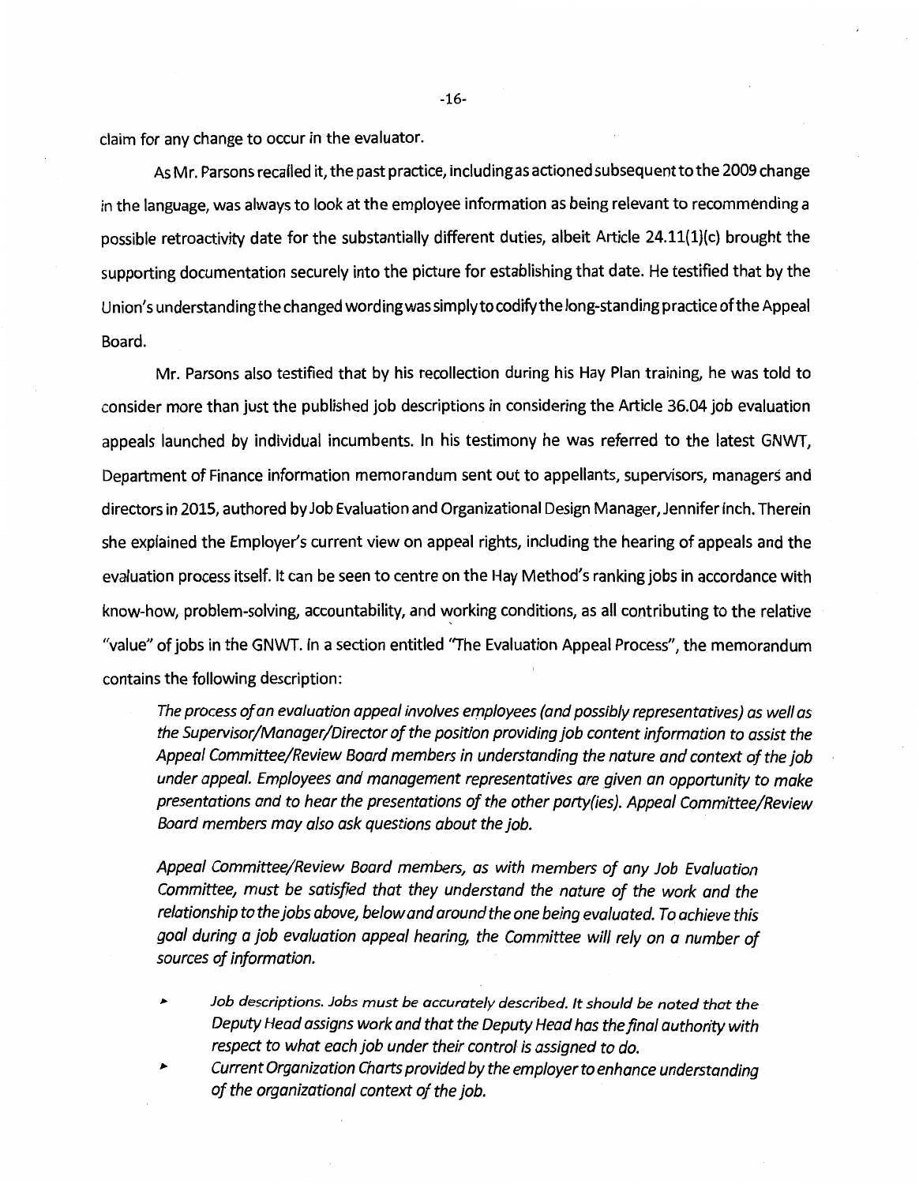claim for any change to occur in the evaluator.

As Mr. Parsons recalled it, the past practice, including as actioned subsequent to the 2009 change in the language, was always to look at the employee information as being relevant to recommending a possible retroactivity date for the substantially different duties, albeit Article 24.11(1)(c) brought the supporting documentation securely into the picture for establishing that date. He testified that by the Union's understanding the changed wording was simply to codify the long-standing practice of the Appeal Board.

Mr. Parsons also testified that by his recollection during his Hay Plan training, he was told to consider more than just the published job descriptions in considering the Article 36.04 job evaluation appeals launched by individual incumbents. In his testimony he was referred to the latest GNWT, Department of Finance information memorandum sent out to appellants, supervisors, managers and directors in 2015, authored by Job Evaluation and Organizational Design Manager, Jennifer Inch. Therein she explained the Employer's current view on appeal rights, including the hearing of appeals and the evaluation process itself. It can be seen to centre on the Hay Method's ranking jobs in accordance with know-how, problem-solving, accountability, and working conditions, as all contributing to the relative "value" of jobs in the GNWT. In a section entitled "The Evaluation Appeal Process", the memorandum contains the following description:

> *The process of an evaluation appeal involves employees (and possibly representatives) as well as the Supervisor/Manager/Director of the position providing job content information to assist the Appeal Committee/Review Board members in understanding the nature and context of the job under appeal. Employees and management representatives are given an opportunity to make presentations and to hear the presentations of the other party(ies). Appeal Committee/Review Board members may also ask questions about the job.*
>
> *Appeal Committee/Review Board members, as with members of any Job Evaluation Committee, must be satisfied that they understand the nature of the work and the relationship to the jobs above, below and around the one being evaluated. To achieve this goal during a job evaluation appeal hearing, the Committee will rely on a number of sources of information.*
>
> - *Job descriptions. Jobs must be accurately described. It should be noted that the Deputy Head assigns work and that the Deputy Head has the final authority with respect to what each job under their control is assigned to do.*
> - *Current Organization Charts provided by the employer to enhance understanding of the organizational context of the job.*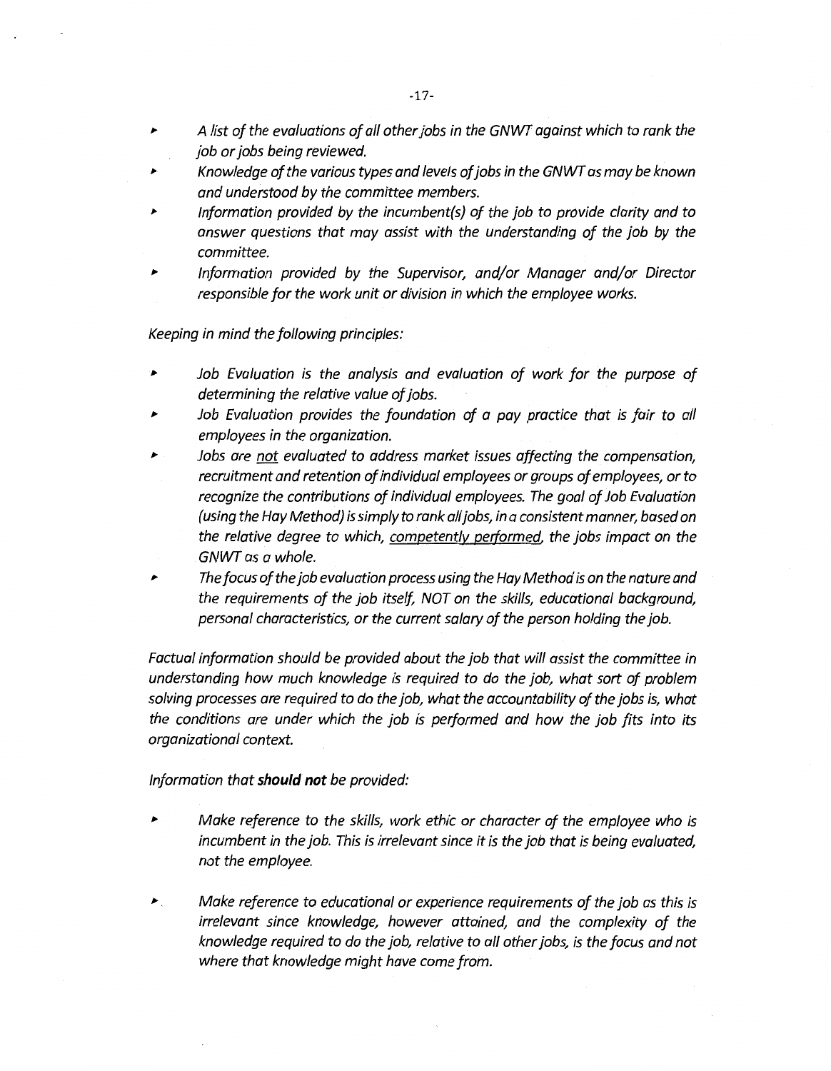- *A list of the evaluations of all other jobs in the GNWT against which to rank the job or jobs being reviewed.*
- *Knowledge of the various types and levels of jobs in the GNWT as may be known and understood by the committee members.*
- *Information provided by the incumbent(s) of the job to provide clarity and to answer questions that may assist with the understanding of the job by the committee.*
- *Information provided by the Supervisor, and/or Manager and/or Director responsible for the work unit or division in which the employee works.*

*Keeping in mind the following principles:*

- *Job Evaluation is the analysis and evaluation of work for the purpose of determining the relative value of jobs.*
- *Job Evaluation provides the foundation of a pay practice that is fair to all employees in the organization.*
- *Jobs are <u>not</u> evaluated to address market issues affecting the compensation, recruitment and retention of individual employees or groups of employees, or to recognize the contributions of individual employees. The goal of Job Evaluation (using the Hay Method) is simply to rank all jobs, in a consistent manner, based on the relative degree to which, <u>competently performed</u>, the jobs impact on the GNWT as a whole.*
- *The focus of the job evaluation process using the Hay Method is on the nature and the requirements of the job itself, NOT on the skills, educational background, personal characteristics, or the current salary of the person holding the job.*

*Factual information should be provided about the job that will assist the committee in understanding how much knowledge is required to do the job, what sort of problem solving processes are required to do the job, what the accountability of the jobs is, what the conditions are under which the job is performed and how the job fits into its organizational context.*

*Information that **should not** be provided:*

- *Make reference to the skills, work ethic or character of the employee who is incumbent in the job. This is irrelevant since it is the job that is being evaluated, not the employee.*

- *Make reference to educational or experience requirements of the job as this is irrelevant since knowledge, however attained, and the complexity of the knowledge required to do the job, relative to all other jobs, is the focus and not where that knowledge might have come from.*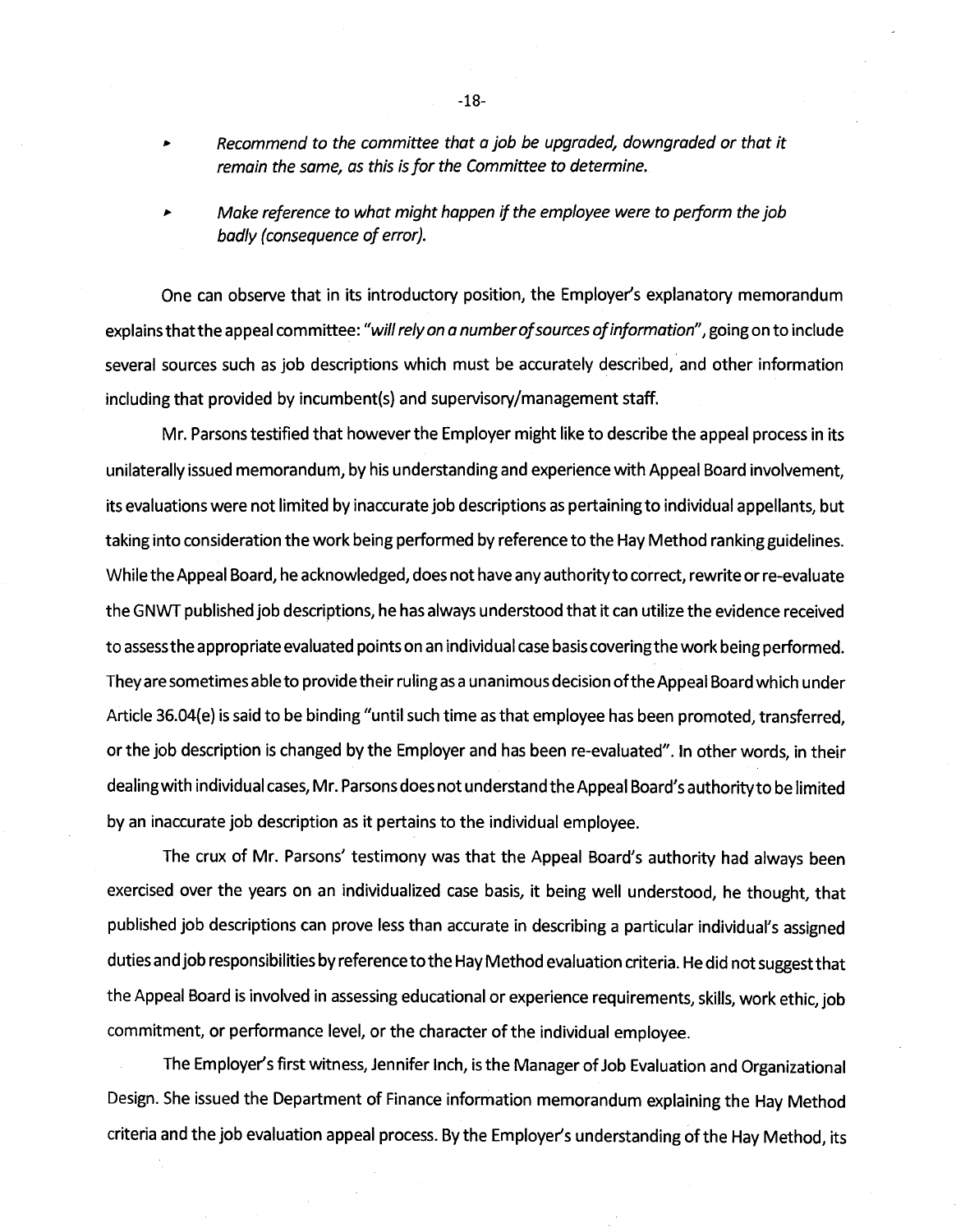- *Recommend to the committee that a job be upgraded, downgraded or that it remain the same, as this is for the Committee to determine.*
- *Make reference to what might happen if the employee were to perform the job badly (consequence of error).*

One can observe that in its introductory position, the Employer's explanatory memorandum explains that the appeal committee: "*will rely on a number of sources of information*", going on to include several sources such as job descriptions which must be accurately described, and other information including that provided by incumbent(s) and supervisory/management staff.

Mr. Parsons testified that however the Employer might like to describe the appeal process in its unilaterally issued memorandum, by his understanding and experience with Appeal Board involvement, its evaluations were not limited by inaccurate job descriptions as pertaining to individual appellants, but taking into consideration the work being performed by reference to the Hay Method ranking guidelines. While the Appeal Board, he acknowledged, does not have any authority to correct, rewrite or re-evaluate the GNWT published job descriptions, he has always understood that it can utilize the evidence received to assess the appropriate evaluated points on an individual case basis covering the work being performed. They are sometimes able to provide their ruling as a unanimous decision of the Appeal Board which under Article 36.04(e) is said to be binding "until such time as that employee has been promoted, transferred, or the job description is changed by the Employer and has been re-evaluated". In other words, in their dealing with individual cases, Mr. Parsons does not understand the Appeal Board's authority to be limited by an inaccurate job description as it pertains to the individual employee.

The crux of Mr. Parsons' testimony was that the Appeal Board's authority had always been exercised over the years on an individualized case basis, it being well understood, he thought, that published job descriptions can prove less than accurate in describing a particular individual's assigned duties and job responsibilities by reference to the Hay Method evaluation criteria. He did not suggest that the Appeal Board is involved in assessing educational or experience requirements, skills, work ethic, job commitment, or performance level, or the character of the individual employee.

The Employer's first witness, Jennifer Inch, is the Manager of Job Evaluation and Organizational Design. She issued the Department of Finance information memorandum explaining the Hay Method criteria and the job evaluation appeal process. By the Employer's understanding of the Hay Method, its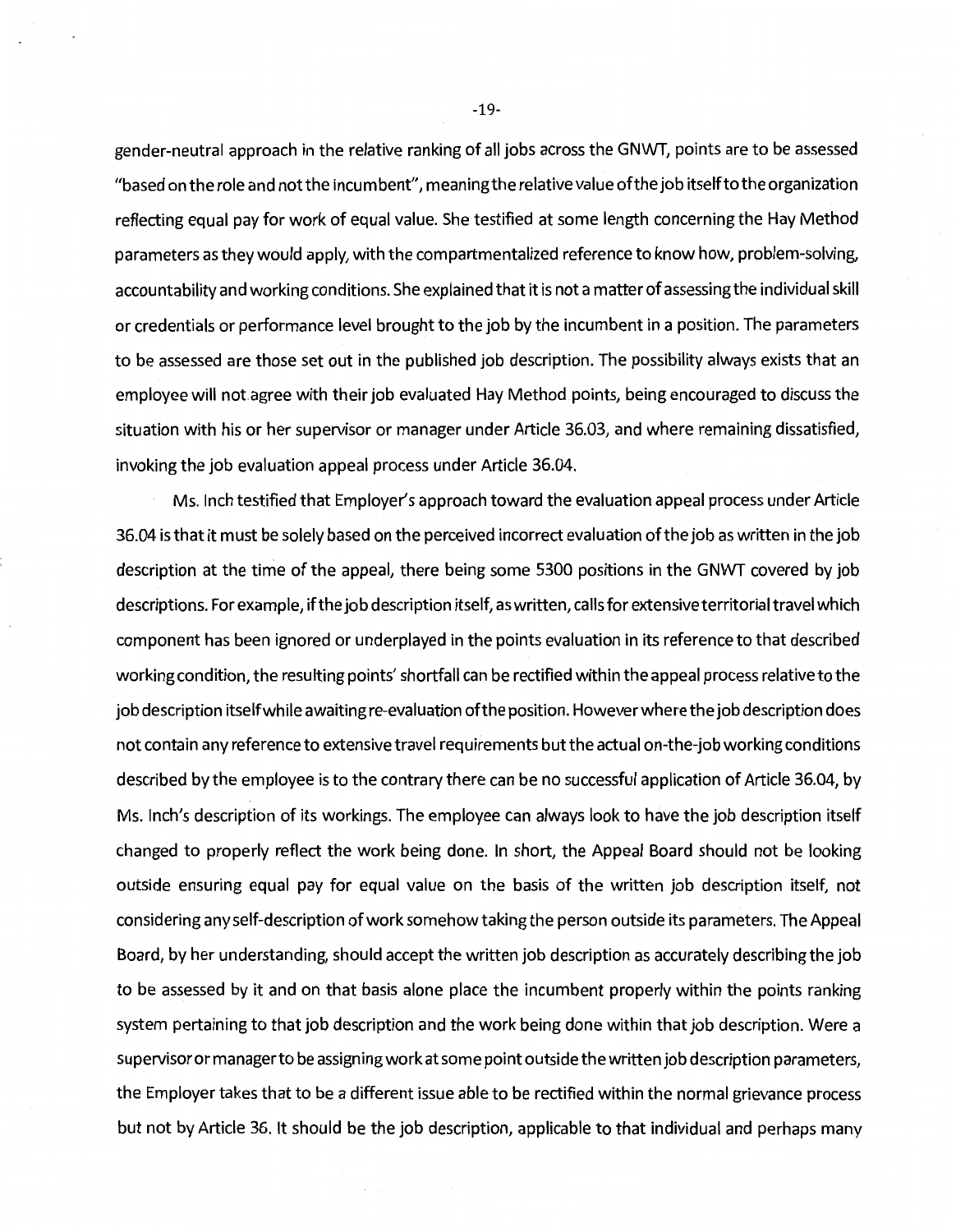gender-neutral approach in the relative ranking of all jobs across the GNWT, points are to be assessed "based on the role and not the incumbent", meaning the relative value of the job itself to the organization reflecting equal pay for work of equal value. She testified at some length concerning the Hay Method parameters as they would apply, with the compartmentalized reference to know how, problem-solving, accountability and working conditions. She explained that it is not a matter of assessing the individual skill or credentials or performance level brought to the job by the incumbent in a position. The parameters to be assessed are those set out in the published job description. The possibility always exists that an employee will not agree with their job evaluated Hay Method points, being encouraged to discuss the situation with his or her supervisor or manager under Article 36.03, and where remaining dissatisfied, invoking the job evaluation appeal process under Article 36.04.

Ms. Inch testified that Employer's approach toward the evaluation appeal process under Article 36.04 is that it must be solely based on the perceived incorrect evaluation of the job as written in the job description at the time of the appeal, there being some 5300 positions in the GNWT covered by job descriptions. For example, if the job description itself, as written, calls for extensive territorial travel which component has been ignored or underplayed in the points evaluation in its reference to that described working condition, the resulting points' shortfall can be rectified within the appeal process relative to the job description itself while awaiting re-evaluation of the position. However where the job description does not contain any reference to extensive travel requirements but the actual on-the-job working conditions described by the employee is to the contrary there can be no successful application of Article 36.04, by Ms. Inch's description of its workings. The employee can always look to have the job description itself changed to properly reflect the work being done. In short, the Appeal Board should not be looking outside ensuring equal pay for equal value on the basis of the written job description itself, not considering any self-description of work somehow taking the person outside its parameters. The Appeal Board, by her understanding, should accept the written job description as accurately describing the job to be assessed by it and on that basis alone place the incumbent properly within the points ranking system pertaining to that job description and the work being done within that job description. Were a supervisor or manager to be assigning work at some point outside the written job description parameters, the Employer takes that to be a different issue able to be rectified within the normal grievance process but not by Article 36. It should be the job description, applicable to that individual and perhaps many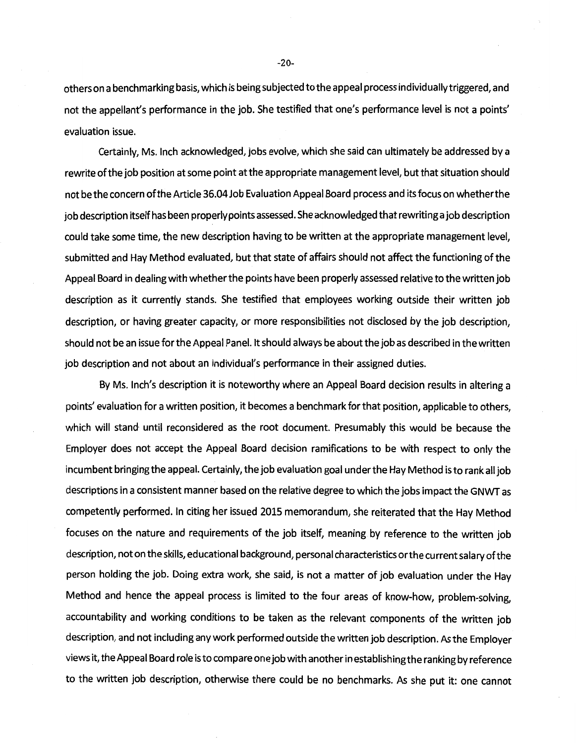others on a benchmarking basis, which is being subjected to the appeal process individually triggered, and not the appellant's performance in the job. She testified that one's performance level is not a points' evaluation issue.

Certainly, Ms. Inch acknowledged, jobs evolve, which she said can ultimately be addressed by a rewrite of the job position at some point at the appropriate management level, but that situation should not be the concern of the Article 36.04 Job Evaluation Appeal Board process and its focus on whether the job description itself has been properly points assessed. She acknowledged that rewriting a job description could take some time, the new description having to be written at the appropriate management level, submitted and Hay Method evaluated, but that state of affairs should not affect the functioning of the Appeal Board in dealing with whether the points have been properly assessed relative to the written job description as it currently stands. She testified that employees working outside their written job description, or having greater capacity, or more responsibilities not disclosed by the job description, should not be an issue for the Appeal Panel. It should always be about the job as described in the written job description and not about an individual's performance in their assigned duties.

By Ms. Inch's description it is noteworthy where an Appeal Board decision results in altering a points' evaluation for a written position, it becomes a benchmark for that position, applicable to others, which will stand until reconsidered as the root document. Presumably this would be because the Employer does not accept the Appeal Board decision ramifications to be with respect to only the incumbent bringing the appeal. Certainly, the job evaluation goal under the Hay Method is to rank all job descriptions in a consistent manner based on the relative degree to which the jobs impact the GNWT as competently performed. In citing her issued 2015 memorandum, she reiterated that the Hay Method focuses on the nature and requirements of the job itself, meaning by reference to the written job description, not on the skills, educational background, personal characteristics or the current salary of the person holding the job. Doing extra work, she said, is not a matter of job evaluation under the Hay Method and hence the appeal process is limited to the four areas of know-how, problem-solving, accountability and working conditions to be taken as the relevant components of the written job description, and not including any work performed outside the written job description. As the Employer views it, the Appeal Board role is to compare one job with another in establishing the ranking by reference to the written job description, otherwise there could be no benchmarks. As she put it: one cannot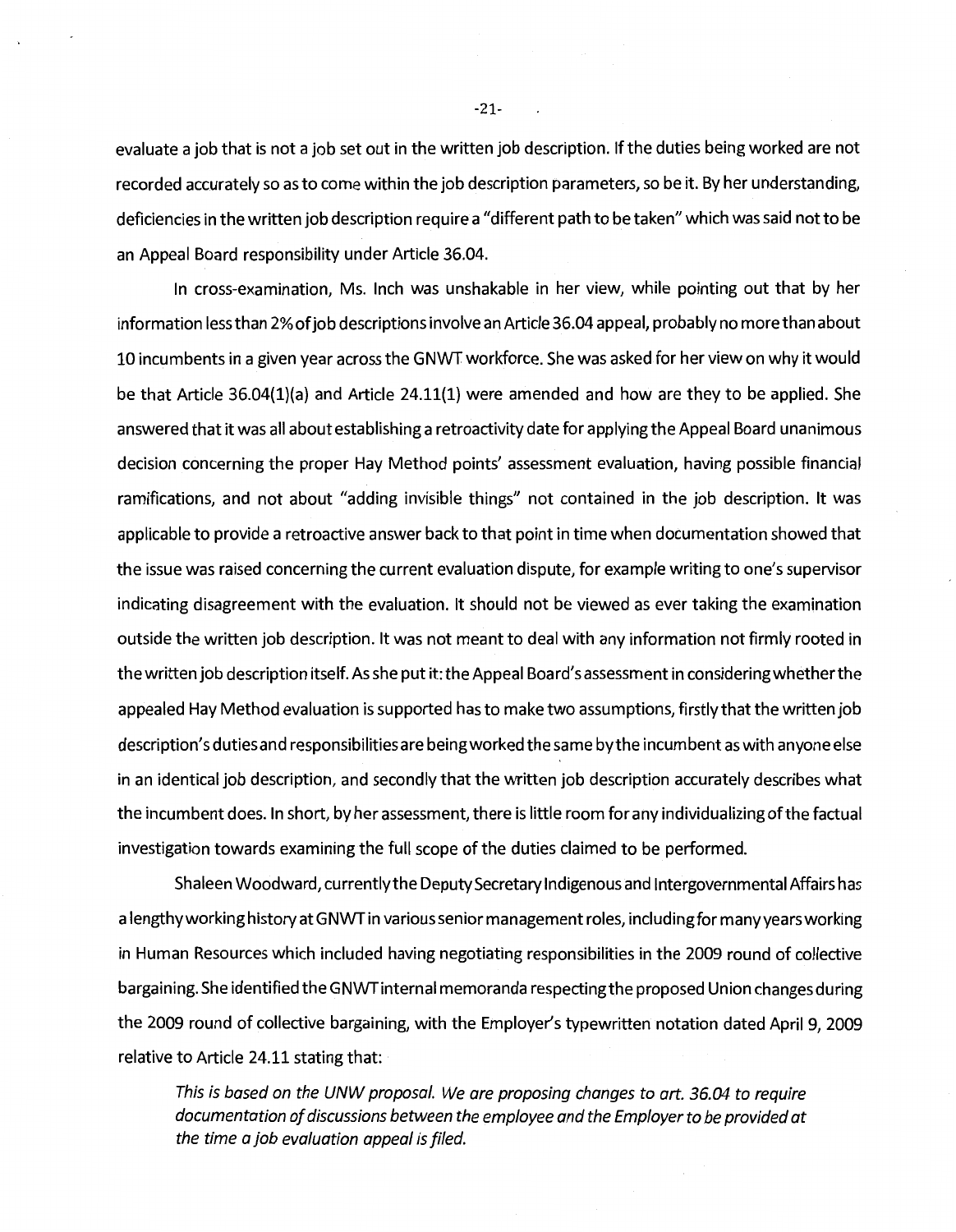evaluate a job that is not a job set out in the written job description. If the duties being worked are not recorded accurately so as to come within the job description parameters, so be it. By her understanding, deficiencies in the written job description require a "different path to be taken" which was said not to be an Appeal Board responsibility under Article 36.04.

In cross-examination, Ms. Inch was unshakable in her view, while pointing out that by her information less than 2% of job descriptions involve an Article 36.04 appeal, probably no more than about 10 incumbents in a given year across the GNWT workforce. She was asked for her view on why it would be that Article 36.04(1)(a) and Article 24.11(1) were amended and how are they to be applied. She answered that it was all about establishing a retroactivity date for applying the Appeal Board unanimous decision concerning the proper Hay Method points' assessment evaluation, having possible financial ramifications, and not about "adding invisible things" not contained in the job description. It was applicable to provide a retroactive answer back to that point in time when documentation showed that the issue was raised concerning the current evaluation dispute, for example writing to one's supervisor indicating disagreement with the evaluation. It should not be viewed as ever taking the examination outside the written job description. It was not meant to deal with any information not firmly rooted in the written job description itself. As she put it: the Appeal Board's assessment in considering whether the appealed Hay Method evaluation is supported has to make two assumptions, firstly that the written job description's duties and responsibilities are being worked the same by the incumbent as with anyone else in an identical job description, and secondly that the written job description accurately describes what the incumbent does. In short, by her assessment, there is little room for any individualizing of the factual investigation towards examining the full scope of the duties claimed to be performed.

Shaleen Woodward, currently the Deputy Secretary Indigenous and Intergovernmental Affairs has a lengthy working history at GNWT in various senior management roles, including for many years working in Human Resources which included having negotiating responsibilities in the 2009 round of collective bargaining. She identified the GNWT internal memoranda respecting the proposed Union changes during the 2009 round of collective bargaining, with the Employer's typewritten notation dated April 9, 2009 relative to Article 24.11 stating that:

> *This is based on the UNW proposal. We are proposing changes to art. 36.04 to require documentation of discussions between the employee and the Employer to be provided at the time a job evaluation appeal is filed.*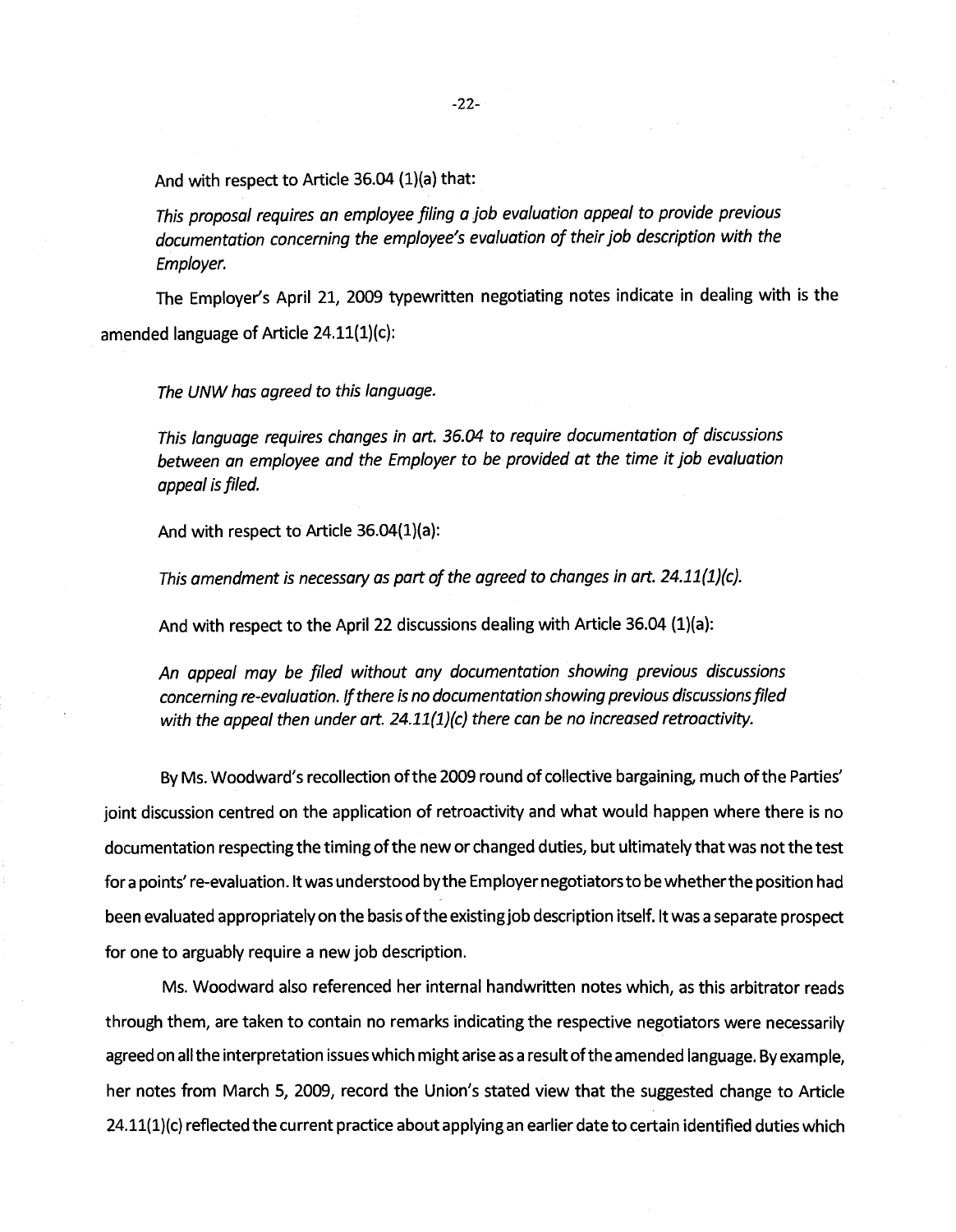And with respect to Article 36.04 (1)(a) that:

*This proposal requires an employee filing a job evaluation appeal to provide previous documentation concerning the employee's evaluation of their job description with the Employer.*

The Employer's April 21, 2009 typewritten negotiating notes indicate in dealing with is the amended language of Article 24.11(1)(c):

*The UNW has agreed to this language.*

*This language requires changes in art. 36.04 to require documentation of discussions between an employee and the Employer to be provided at the time it job evaluation appeal is filed.*

And with respect to Article 36.04(1)(a):

*This amendment is necessary as part of the agreed to changes in art. 24.11(1)(c).*

And with respect to the April 22 discussions dealing with Article 36.04 (1)(a):

*An appeal may be filed without any documentation showing previous discussions concerning re-evaluation. If there is no documentation showing previous discussions filed with the appeal then under art. 24.11(1)(c) there can be no increased retroactivity.*

By Ms. Woodward's recollection of the 2009 round of collective bargaining, much of the Parties' joint discussion centred on the application of retroactivity and what would happen where there is no documentation respecting the timing of the new or changed duties, but ultimately that was not the test for a points' re-evaluation. It was understood by the Employer negotiators to be whether the position had been evaluated appropriately on the basis of the existing job description itself. It was a separate prospect for one to arguably require a new job description.

Ms. Woodward also referenced her internal handwritten notes which, as this arbitrator reads through them, are taken to contain no remarks indicating the respective negotiators were necessarily agreed on all the interpretation issues which might arise as a result of the amended language. By example, her notes from March 5, 2009, record the Union's stated view that the suggested change to Article 24.11(1)(c) reflected the current practice about applying an earlier date to certain identified duties which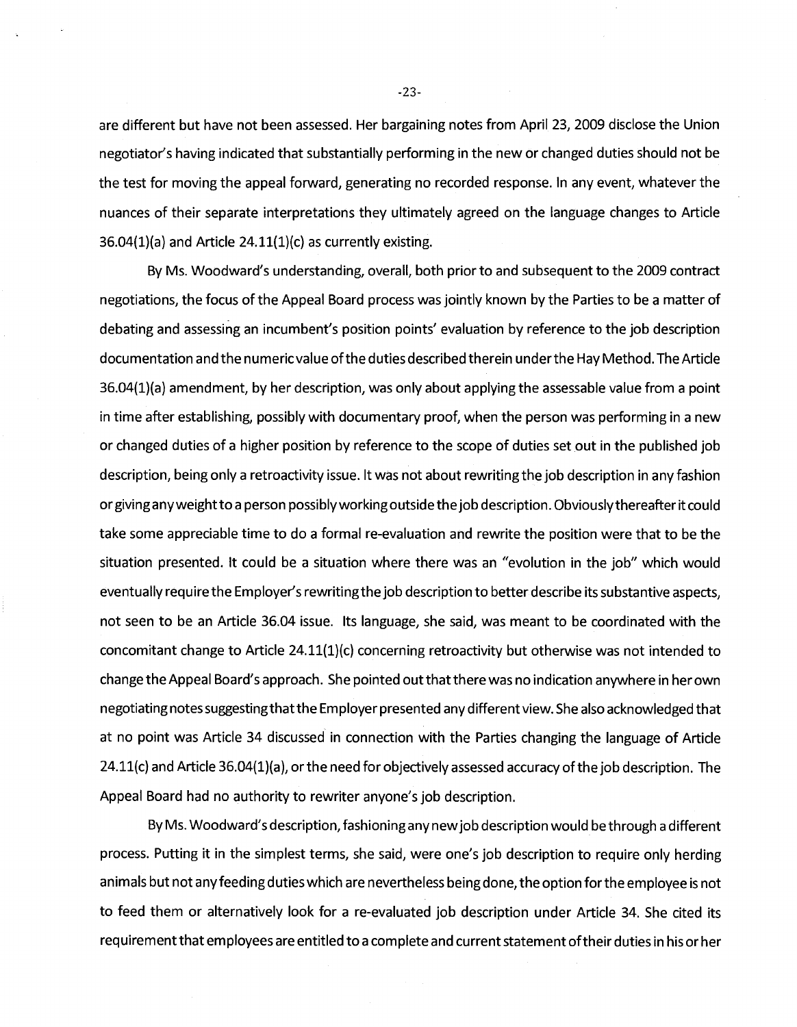are different but have not been assessed. Her bargaining notes from April 23, 2009 disclose the Union negotiator's having indicated that substantially performing in the new or changed duties should not be the test for moving the appeal forward, generating no recorded response. In any event, whatever the nuances of their separate interpretations they ultimately agreed on the language changes to Article 36.04(1)(a) and Article 24.11(1)(c) as currently existing.

By Ms. Woodward's understanding, overall, both prior to and subsequent to the 2009 contract negotiations, the focus of the Appeal Board process was jointly known by the Parties to be a matter of debating and assessing an incumbent's position points' evaluation by reference to the job description documentation and the numeric value of the duties described therein under the Hay Method. The Article 36.04(1)(a) amendment, by her description, was only about applying the assessable value from a point in time after establishing, possibly with documentary proof, when the person was performing in a new or changed duties of a higher position by reference to the scope of duties set out in the published job description, being only a retroactivity issue. It was not about rewriting the job description in any fashion or giving any weight to a person possibly working outside the job description. Obviously thereafter it could take some appreciable time to do a formal re-evaluation and rewrite the position were that to be the situation presented. It could be a situation where there was an "evolution in the job" which would eventually require the Employer's rewriting the job description to better describe its substantive aspects, not seen to be an Article 36.04 issue. Its language, she said, was meant to be coordinated with the concomitant change to Article 24.11(1)(c) concerning retroactivity but otherwise was not intended to change the Appeal Board's approach. She pointed out that there was no indication anywhere in her own negotiating notes suggesting that the Employer presented any different view. She also acknowledged that at no point was Article 34 discussed in connection with the Parties changing the language of Article 24.11(c) and Article 36.04(1)(a), or the need for objectively assessed accuracy of the job description. The Appeal Board had no authority to rewriter anyone's job description.

By Ms. Woodward's description, fashioning any new job description would be through a different process. Putting it in the simplest terms, she said, were one's job description to require only herding animals but not any feeding duties which are nevertheless being done, the option for the employee is not to feed them or alternatively look for a re-evaluated job description under Article 34. She cited its requirement that employees are entitled to a complete and current statement of their duties in his or her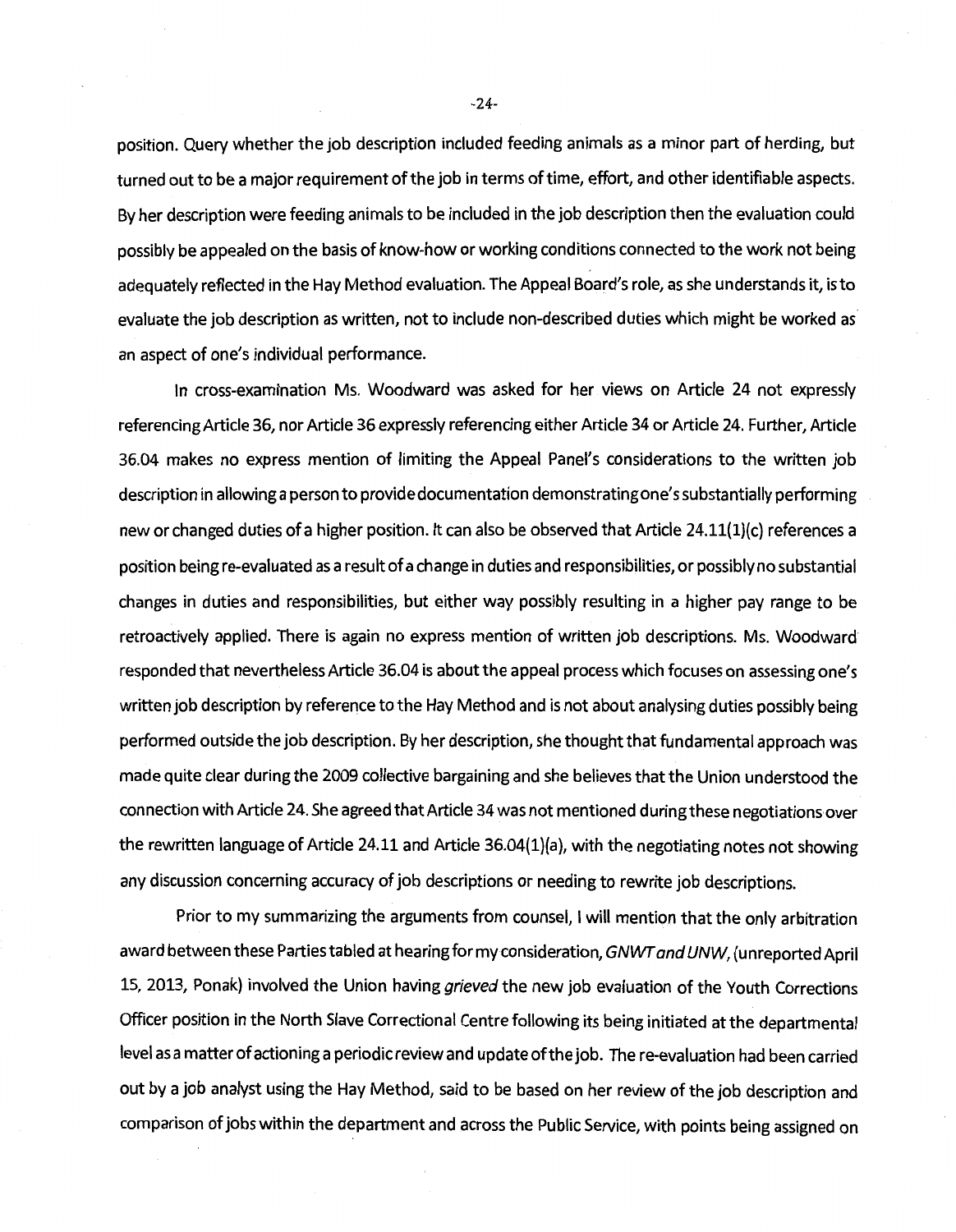position. Query whether the job description included feeding animals as a minor part of herding, but turned out to be a major requirement of the job in terms of time, effort, and other identifiable aspects. By her description were feeding animals to be included in the job description then the evaluation could possibly be appealed on the basis of know-how or working conditions connected to the work not being adequately reflected in the Hay Method evaluation. The Appeal Board's role, as she understands it, is to evaluate the job description as written, not to include non-described duties which might be worked as an aspect of one's individual performance.

In cross-examination Ms. Woodward was asked for her views on Article 24 not expressly referencing Article 36, nor Article 36 expressly referencing either Article 34 or Article 24. Further, Article 36.04 makes no express mention of limiting the Appeal Panel's considerations to the written job description in allowing a person to provide documentation demonstrating one's substantially performing new or changed duties of a higher position. It can also be observed that Article 24.11(1)(c) references a position being re-evaluated as a result of a change in duties and responsibilities, or possibly no substantial changes in duties and responsibilities, but either way possibly resulting in a higher pay range to be retroactively applied. There is again no express mention of written job descriptions. Ms. Woodward responded that nevertheless Article 36.04 is about the appeal process which focuses on assessing one's written job description by reference to the Hay Method and is not about analysing duties possibly being performed outside the job description. By her description, she thought that fundamental approach was made quite clear during the 2009 collective bargaining and she believes that the Union understood the connection with Article 24. She agreed that Article 34 was not mentioned during these negotiations over the rewritten language of Article 24.11 and Article 36.04(1)(a), with the negotiating notes not showing any discussion concerning accuracy of job descriptions or needing to rewrite job descriptions.

Prior to my summarizing the arguments from counsel, I will mention that the only arbitration award between these Parties tabled at hearing for my consideration, *GNWT and UNW*, (unreported April 15, 2013, Ponak) involved the Union having *grieved* the new job evaluation of the Youth Corrections Officer position in the North Slave Correctional Centre following its being initiated at the departmental level as a matter of actioning a periodic review and update of the job. The re-evaluation had been carried out by a job analyst using the Hay Method, said to be based on her review of the job description and comparison of jobs within the department and across the Public Service, with points being assigned on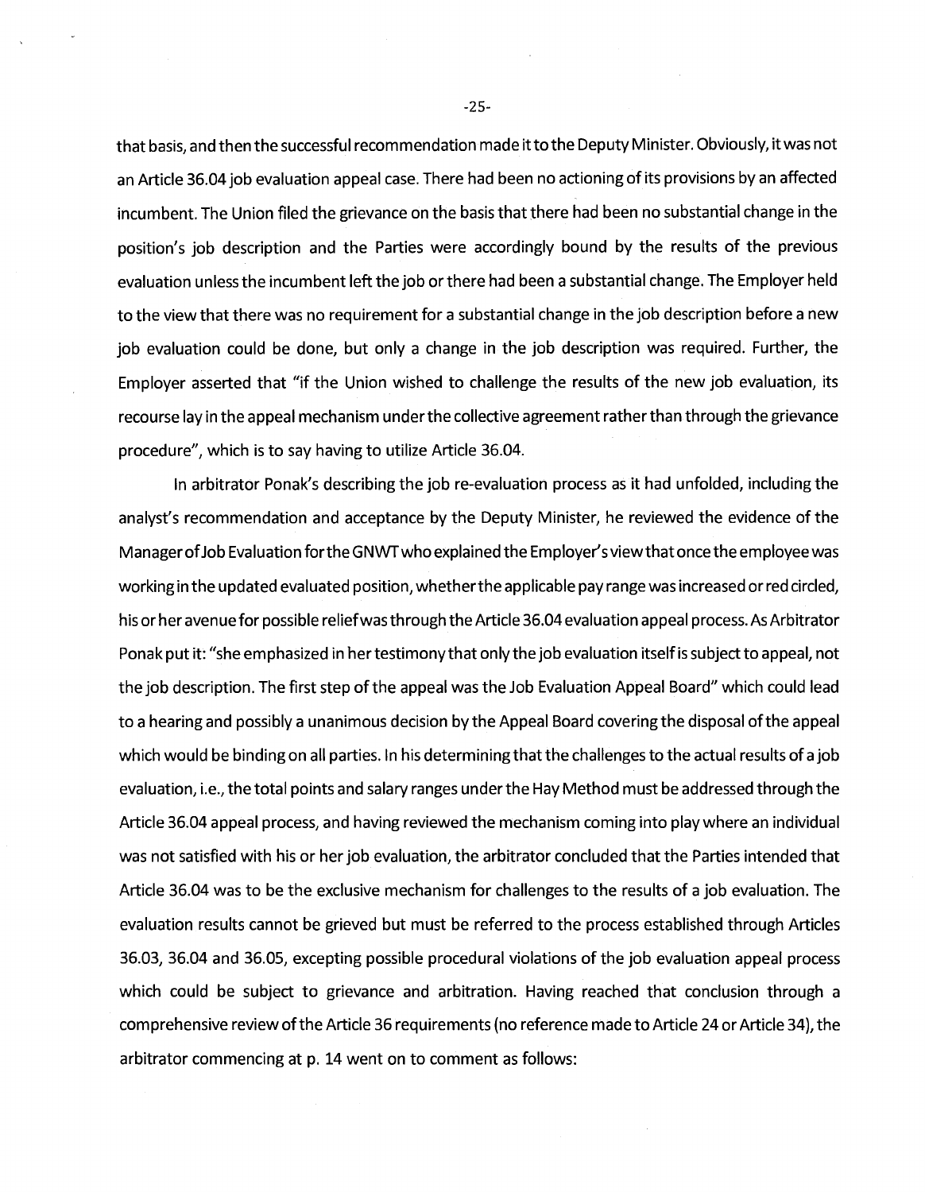that basis, and then the successful recommendation made it to the Deputy Minister. Obviously, it was not an Article 36.04 job evaluation appeal case. There had been no actioning of its provisions by an affected incumbent. The Union filed the grievance on the basis that there had been no substantial change in the position's job description and the Parties were accordingly bound by the results of the previous evaluation unless the incumbent left the job or there had been a substantial change. The Employer held to the view that there was no requirement for a substantial change in the job description before a new job evaluation could be done, but only a change in the job description was required. Further, the Employer asserted that "if the Union wished to challenge the results of the new job evaluation, its recourse lay in the appeal mechanism under the collective agreement rather than through the grievance procedure", which is to say having to utilize Article 36.04.

In arbitrator Ponak's describing the job re-evaluation process as it had unfolded, including the analyst's recommendation and acceptance by the Deputy Minister, he reviewed the evidence of the Manager of Job Evaluation for the GNWT who explained the Employer's view that once the employee was working in the updated evaluated position, whether the applicable pay range was increased or red circled, his or her avenue for possible relief was through the Article 36.04 evaluation appeal process. As Arbitrator Ponak put it: "she emphasized in her testimony that only the job evaluation itself is subject to appeal, not the job description. The first step of the appeal was the Job Evaluation Appeal Board" which could lead to a hearing and possibly a unanimous decision by the Appeal Board covering the disposal of the appeal which would be binding on all parties. In his determining that the challenges to the actual results of a job evaluation, i.e., the total points and salary ranges under the Hay Method must be addressed through the Article 36.04 appeal process, and having reviewed the mechanism coming into play where an individual was not satisfied with his or her job evaluation, the arbitrator concluded that the Parties intended that Article 36.04 was to be the exclusive mechanism for challenges to the results of a job evaluation. The evaluation results cannot be grieved but must be referred to the process established through Articles 36.03, 36.04 and 36.05, excepting possible procedural violations of the job evaluation appeal process which could be subject to grievance and arbitration. Having reached that conclusion through a comprehensive review of the Article 36 requirements (no reference made to Article 24 or Article 34), the arbitrator commencing at p. 14 went on to comment as follows: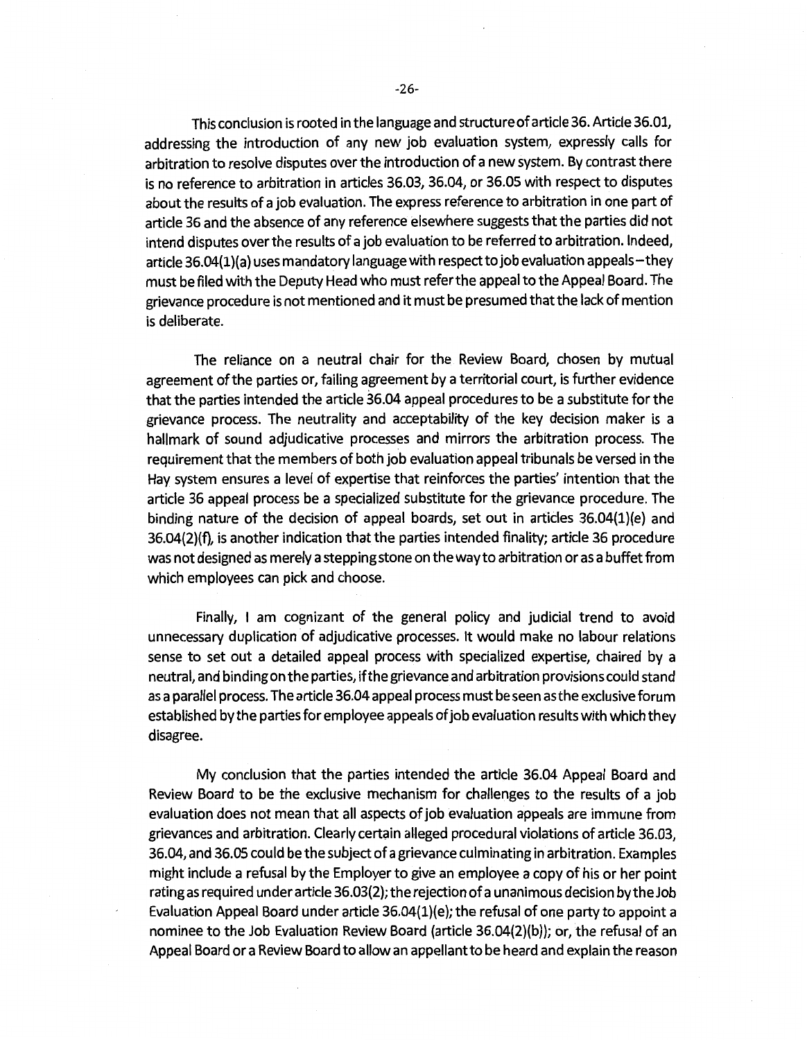This conclusion is rooted in the language and structure of article 36. Article 36.01, addressing the introduction of any new job evaluation system, expressly calls for arbitration to resolve disputes over the introduction of a new system. By contrast there is no reference to arbitration in articles 36.03, 36.04, or 36.05 with respect to disputes about the results of a job evaluation. The express reference to arbitration in one part of article 36 and the absence of any reference elsewhere suggests that the parties did not intend disputes over the results of a job evaluation to be referred to arbitration. Indeed, article 36.04(1)(a) uses mandatory language with respect to job evaluation appeals – they must be filed with the Deputy Head who must refer the appeal to the Appeal Board. The grievance procedure is not mentioned and it must be presumed that the lack of mention is deliberate.

The reliance on a neutral chair for the Review Board, chosen by mutual agreement of the parties or, failing agreement by a territorial court, is further evidence that the parties intended the article 36.04 appeal procedures to be a substitute for the grievance process. The neutrality and acceptability of the key decision maker is a hallmark of sound adjudicative processes and mirrors the arbitration process. The requirement that the members of both job evaluation appeal tribunals be versed in the Hay system ensures a level of expertise that reinforces the parties' intention that the article 36 appeal process be a specialized substitute for the grievance procedure. The binding nature of the decision of appeal boards, set out in articles 36.04(1)(e) and 36.04(2)(f), is another indication that the parties intended finality; article 36 procedure was not designed as merely a stepping stone on the way to arbitration or as a buffet from which employees can pick and choose.

Finally, I am cognizant of the general policy and judicial trend to avoid unnecessary duplication of adjudicative processes. It would make no labour relations sense to set out a detailed appeal process with specialized expertise, chaired by a neutral, and binding on the parties, if the grievance and arbitration provisions could stand as a parallel process. The article 36.04 appeal process must be seen as the exclusive forum established by the parties for employee appeals of job evaluation results with which they disagree.

My conclusion that the parties intended the article 36.04 Appeal Board and Review Board to be the exclusive mechanism for challenges to the results of a job evaluation does not mean that all aspects of job evaluation appeals are immune from grievances and arbitration. Clearly certain alleged procedural violations of article 36.03, 36.04, and 36.05 could be the subject of a grievance culminating in arbitration. Examples might include a refusal by the Employer to give an employee a copy of his or her point rating as required under article 36.03(2); the rejection of a unanimous decision by the Job Evaluation Appeal Board under article 36.04(1)(e); the refusal of one party to appoint a nominee to the Job Evaluation Review Board (article 36.04(2)(b)); or, the refusal of an Appeal Board or a Review Board to allow an appellant to be heard and explain the reason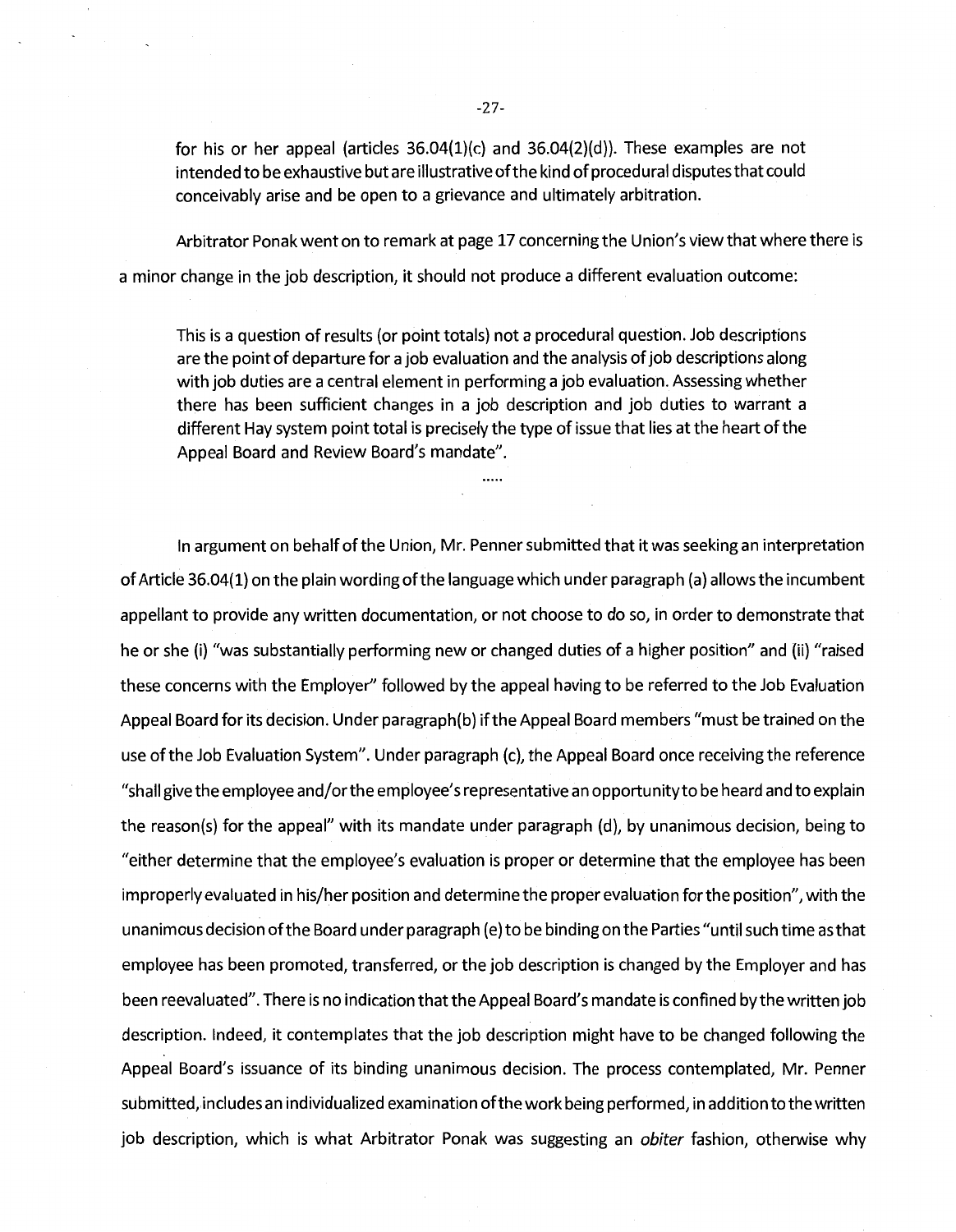for his or her appeal (articles 36.04(1)(c) and 36.04(2)(d)). These examples are not intended to be exhaustive but are illustrative of the kind of procedural disputes that could conceivably arise and be open to a grievance and ultimately arbitration.

Arbitrator Ponak went on to remark at page 17 concerning the Union's view that where there is a minor change in the job description, it should not produce a different evaluation outcome:

> This is a question of results (or point totals) not a procedural question. Job descriptions are the point of departure for a job evaluation and the analysis of job descriptions along with job duties are a central element in performing a job evaluation. Assessing whether there has been sufficient changes in a job description and job duties to warrant a different Hay system point total is precisely the type of issue that lies at the heart of the Appeal Board and Review Board's mandate".
>
> .....

In argument on behalf of the Union, Mr. Penner submitted that it was seeking an interpretation of Article 36.04(1) on the plain wording of the language which under paragraph (a) allows the incumbent appellant to provide any written documentation, or not choose to do so, in order to demonstrate that he or she (i) "was substantially performing new or changed duties of a higher position" and (ii) "raised these concerns with the Employer" followed by the appeal having to be referred to the Job Evaluation Appeal Board for its decision. Under paragraph(b) if the Appeal Board members "must be trained on the use of the Job Evaluation System". Under paragraph (c), the Appeal Board once receiving the reference "shall give the employee and/or the employee's representative an opportunity to be heard and to explain the reason(s) for the appeal" with its mandate under paragraph (d), by unanimous decision, being to "either determine that the employee's evaluation is proper or determine that the employee has been improperly evaluated in his/her position and determine the proper evaluation for the position", with the unanimous decision of the Board under paragraph (e) to be binding on the Parties "until such time as that employee has been promoted, transferred, or the job description is changed by the Employer and has been reevaluated". There is no indication that the Appeal Board's mandate is confined by the written job description. Indeed, it contemplates that the job description might have to be changed following the Appeal Board's issuance of its binding unanimous decision. The process contemplated, Mr. Penner submitted, includes an individualized examination of the work being performed, in addition to the written job description, which is what Arbitrator Ponak was suggesting an *obiter* fashion, otherwise why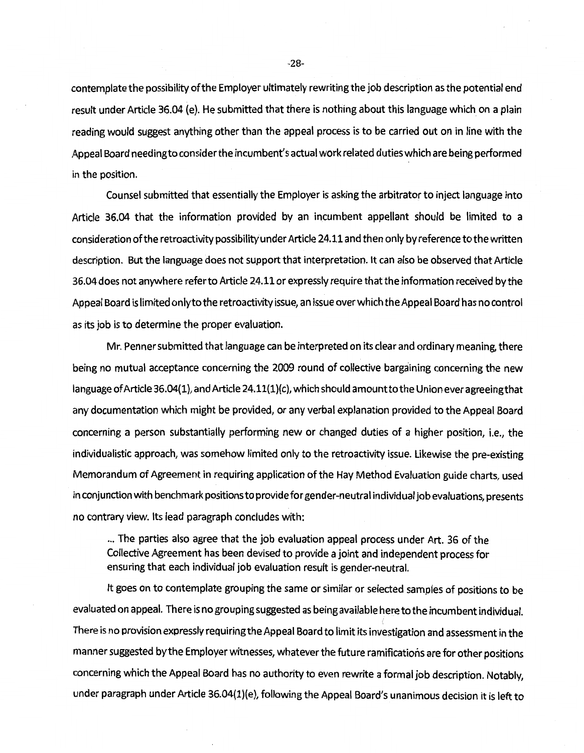contemplate the possibility of the Employer ultimately rewriting the job description as the potential end result under Article 36.04 (e). He submitted that there is nothing about this language which on a plain reading would suggest anything other than the appeal process is to be carried out on in line with the Appeal Board needing to consider the incumbent's actual work related duties which are being performed in the position.

Counsel submitted that essentially the Employer is asking the arbitrator to inject language into Article 36.04 that the information provided by an incumbent appellant should be limited to a consideration of the retroactivity possibility under Article 24.11 and then only by reference to the written description. But the language does not support that interpretation. It can also be observed that Article 36.04 does not anywhere refer to Article 24.11 or expressly require that the information received by the Appeal Board is limited only to the retroactivity issue, an issue over which the Appeal Board has no control as its job is to determine the proper evaluation.

Mr. Penner submitted that language can be interpreted on its clear and ordinary meaning, there being no mutual acceptance concerning the 2009 round of collective bargaining concerning the new language of Article 36.04(1), and Article 24.11(1)(c), which should amount to the Union ever agreeing that any documentation which might be provided, or any verbal explanation provided to the Appeal Board concerning a person substantially performing new or changed duties of a higher position, i.e., the individualistic approach, was somehow limited only to the retroactivity issue. Likewise the pre-existing Memorandum of Agreement in requiring application of the Hay Method Evaluation guide charts, used in conjunction with benchmark positions to provide for gender-neutral individual job evaluations, presents no contrary view. Its lead paragraph concludes with:

> ... The parties also agree that the job evaluation appeal process under Art. 36 of the Collective Agreement has been devised to provide a joint and independent process for ensuring that each individual job evaluation result is gender-neutral.

It goes on to contemplate grouping the same or similar or selected samples of positions to be evaluated on appeal. There is no grouping suggested as being available here to the incumbent individual. There is no provision expressly requiring the Appeal Board to limit its investigation and assessment in the manner suggested by the Employer witnesses, whatever the future ramifications are for other positions concerning which the Appeal Board has no authority to even rewrite a formal job description. Notably, under paragraph under Article 36.04(1)(e), following the Appeal Board's unanimous decision it is left to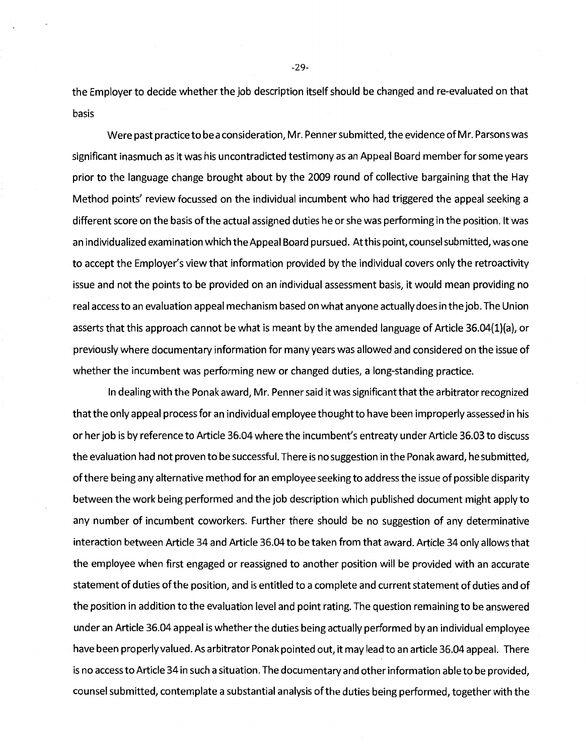the Employer to decide whether the job description itself should be changed and re-evaluated on that basis

Were past practice to be a consideration, Mr. Penner submitted, the evidence of Mr. Parsons was significant inasmuch as it was his uncontradicted testimony as an Appeal Board member for some years prior to the language change brought about by the 2009 round of collective bargaining that the Hay Method points' review focussed on the individual incumbent who had triggered the appeal seeking a different score on the basis of the actual assigned duties he or she was performing in the position. It was an individualized examination which the Appeal Board pursued. At this point, counsel submitted, was one to accept the Employer's view that information provided by the individual covers only the retroactivity issue and not the points to be provided on an individual assessment basis, it would mean providing no real access to an evaluation appeal mechanism based on what anyone actually does in the job. The Union asserts that this approach cannot be what is meant by the amended language of Article 36.04(1)(a), or previously where documentary information for many years was allowed and considered on the issue of whether the incumbent was performing new or changed duties, a long-standing practice.

In dealing with the Ponak award, Mr. Penner said it was significant that the arbitrator recognized that the only appeal process for an individual employee thought to have been improperly assessed in his or her job is by reference to Article 36.04 where the incumbent's entreaty under Article 36.03 to discuss the evaluation had not proven to be successful. There is no suggestion in the Ponak award, he submitted, of there being any alternative method for an employee seeking to address the issue of possible disparity between the work being performed and the job description which published document might apply to any number of incumbent coworkers. Further there should be no suggestion of any determinative interaction between Article 34 and Article 36.04 to be taken from that award. Article 34 only allows that the employee when first engaged or reassigned to another position will be provided with an accurate statement of duties of the position, and is entitled to a complete and current statement of duties and of the position in addition to the evaluation level and point rating. The question remaining to be answered under an Article 36.04 appeal is whether the duties being actually performed by an individual employee have been properly valued. As arbitrator Ponak pointed out, it may lead to an article 36.04 appeal. There is no access to Article 34 in such a situation. The documentary and other information able to be provided, counsel submitted, contemplate a substantial analysis of the duties being performed, together with the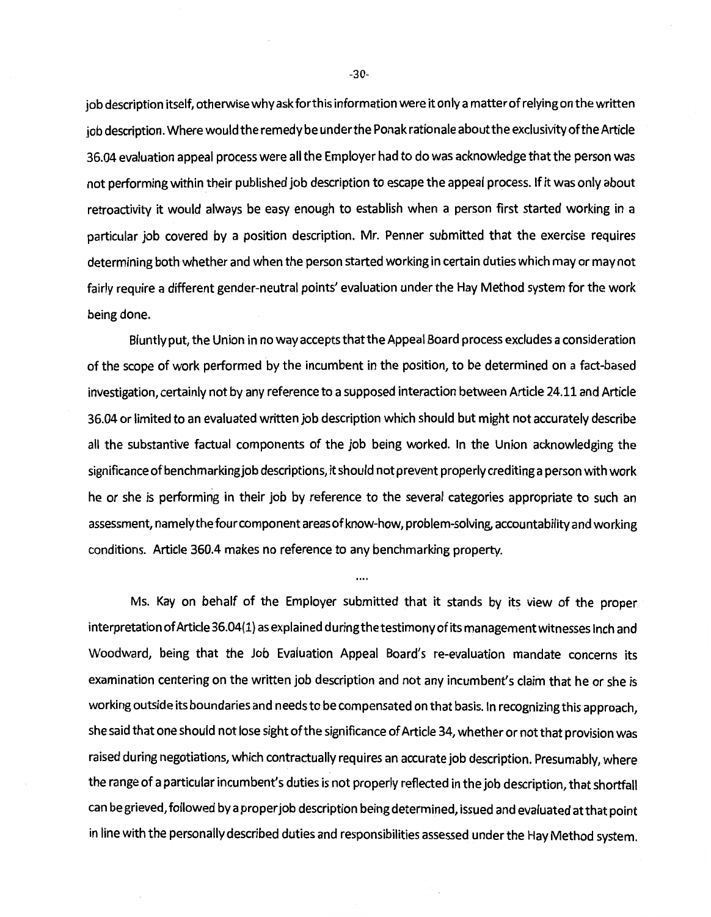job description itself, otherwise why ask for this information were it only a matter of relying on the written job description. Where would the remedy be under the Ponak rationale about the exclusivity of the Article 36.04 evaluation appeal process were all the Employer had to do was acknowledge that the person was not performing within their published job description to escape the appeal process. If it was only about retroactivity it would always be easy enough to establish when a person first started working in a particular job covered by a position description. Mr. Penner submitted that the exercise requires determining both whether and when the person started working in certain duties which may or may not fairly require a different gender-neutral points' evaluation under the Hay Method system for the work being done.

Bluntly put, the Union in no way accepts that the Appeal Board process excludes a consideration of the scope of work performed by the incumbent in the position, to be determined on a fact-based investigation, certainly not by any reference to a supposed interaction between Article 24.11 and Article 36.04 or limited to an evaluated written job description which should but might not accurately describe all the substantive factual components of the job being worked. In the Union acknowledging the significance of benchmarking job descriptions, it should not prevent properly crediting a person with work he or she is performing in their job by reference to the several categories appropriate to such an assessment, namely the four component areas of know-how, problem-solving, accountability and working conditions. Article 360.4 makes no reference to any benchmarking property.

....

Ms. Kay on behalf of the Employer submitted that it stands by its view of the proper interpretation of Article 36.04(1) as explained during the testimony of its management witnesses Inch and Woodward, being that the Job Evaluation Appeal Board's re-evaluation mandate concerns its examination centering on the written job description and not any incumbent's claim that he or she is working outside its boundaries and needs to be compensated on that basis. In recognizing this approach, she said that one should not lose sight of the significance of Article 34, whether or not that provision was raised during negotiations, which contractually requires an accurate job description. Presumably, where the range of a particular incumbent's duties is not properly reflected in the job description, that shortfall can be grieved, followed by a proper job description being determined, issued and evaluated at that point in line with the personally described duties and responsibilities assessed under the Hay Method system.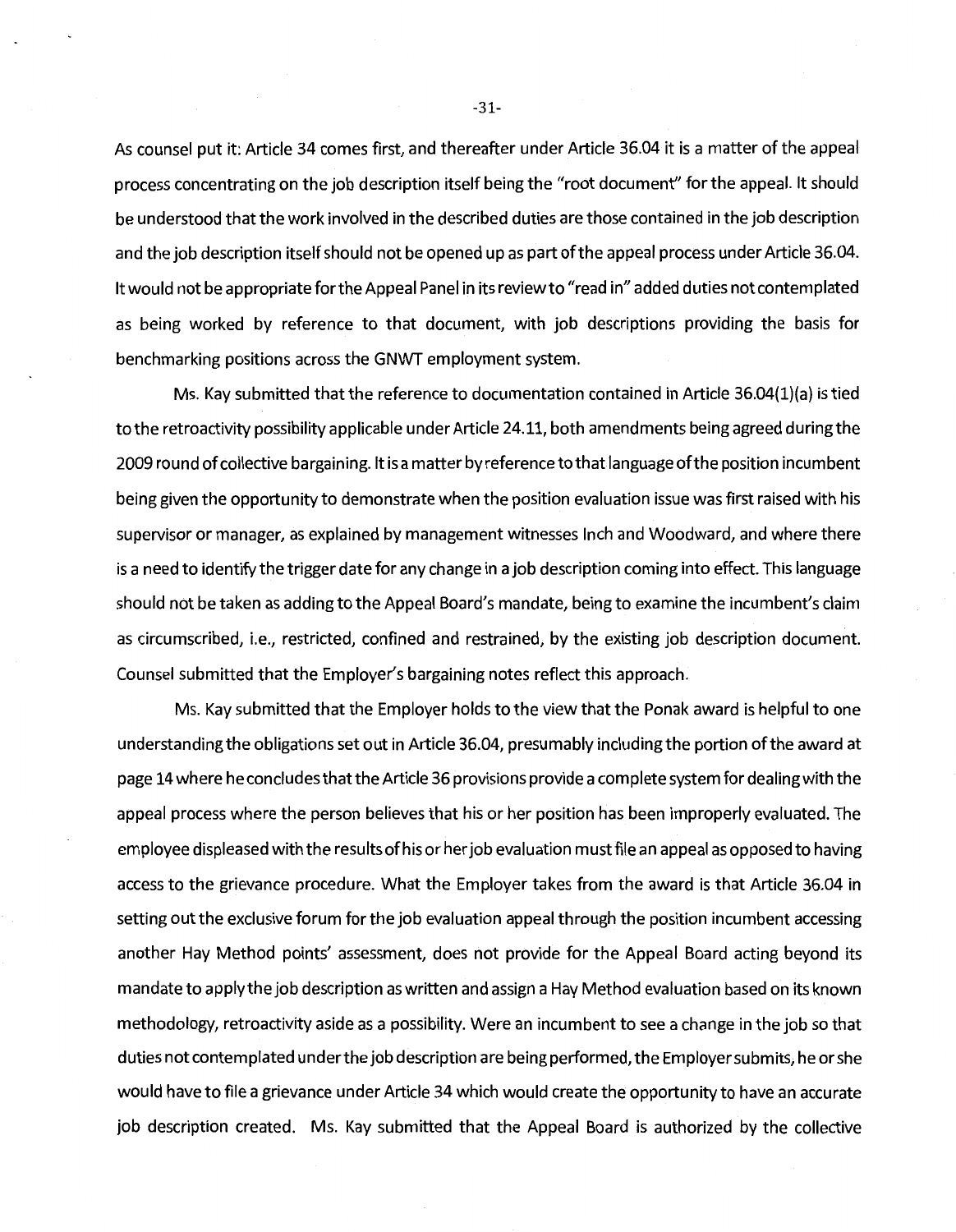As counsel put it: Article 34 comes first, and thereafter under Article 36.04 it is a matter of the appeal process concentrating on the job description itself being the "root document" for the appeal. It should be understood that the work involved in the described duties are those contained in the job description and the job description itself should not be opened up as part of the appeal process under Article 36.04. It would not be appropriate for the Appeal Panel in its review to "read in" added duties not contemplated as being worked by reference to that document, with job descriptions providing the basis for benchmarking positions across the GNWT employment system.

Ms. Kay submitted that the reference to documentation contained in Article 36.04(1)(a) is tied to the retroactivity possibility applicable under Article 24.11, both amendments being agreed during the 2009 round of collective bargaining. It is a matter by reference to that language of the position incumbent being given the opportunity to demonstrate when the position evaluation issue was first raised with his supervisor or manager, as explained by management witnesses Inch and Woodward, and where there is a need to identify the trigger date for any change in a job description coming into effect. This language should not be taken as adding to the Appeal Board's mandate, being to examine the incumbent's claim as circumscribed, i.e., restricted, confined and restrained, by the existing job description document. Counsel submitted that the Employer's bargaining notes reflect this approach.

Ms. Kay submitted that the Employer holds to the view that the Ponak award is helpful to one understanding the obligations set out in Article 36.04, presumably including the portion of the award at page 14 where he concludes that the Article 36 provisions provide a complete system for dealing with the appeal process where the person believes that his or her position has been improperly evaluated. The employee displeased with the results of his or her job evaluation must file an appeal as opposed to having access to the grievance procedure. What the Employer takes from the award is that Article 36.04 in setting out the exclusive forum for the job evaluation appeal through the position incumbent accessing another Hay Method points' assessment, does not provide for the Appeal Board acting beyond its mandate to apply the job description as written and assign a Hay Method evaluation based on its known methodology, retroactivity aside as a possibility. Were an incumbent to see a change in the job so that duties not contemplated under the job description are being performed, the Employer submits, he or she would have to file a grievance under Article 34 which would create the opportunity to have an accurate job description created. Ms. Kay submitted that the Appeal Board is authorized by the collective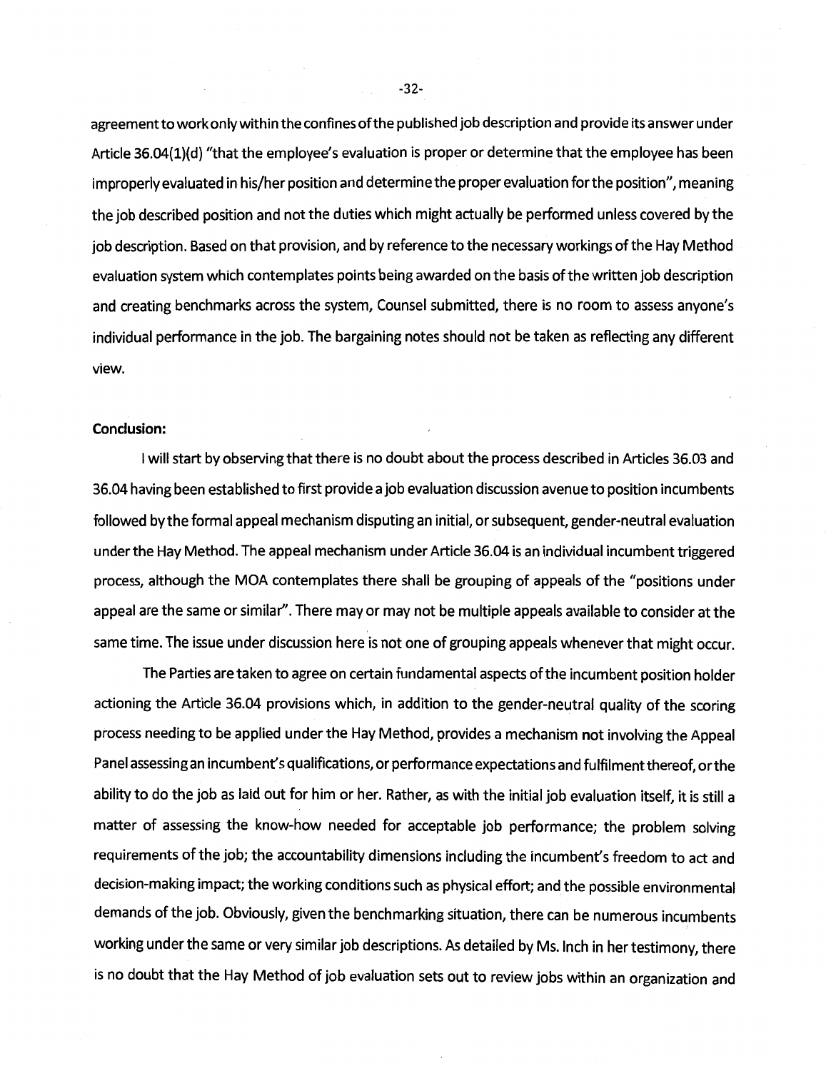agreement to work only within the confines of the published job description and provide its answer under Article 36.04(1)(d) "that the employee's evaluation is proper or determine that the employee has been improperly evaluated in his/her position and determine the proper evaluation for the position", meaning the job described position and not the duties which might actually be performed unless covered by the job description. Based on that provision, and by reference to the necessary workings of the Hay Method evaluation system which contemplates points being awarded on the basis of the written job description and creating benchmarks across the system, Counsel submitted, there is no room to assess anyone's individual performance in the job. The bargaining notes should not be taken as reflecting any different view.

**Conclusion:**

I will start by observing that there is no doubt about the process described in Articles 36.03 and 36.04 having been established to first provide a job evaluation discussion avenue to position incumbents followed by the formal appeal mechanism disputing an initial, or subsequent, gender-neutral evaluation under the Hay Method. The appeal mechanism under Article 36.04 is an individual incumbent triggered process, although the MOA contemplates there shall be grouping of appeals of the "positions under appeal are the same or similar". There may or may not be multiple appeals available to consider at the same time. The issue under discussion here is not one of grouping appeals whenever that might occur.

The Parties are taken to agree on certain fundamental aspects of the incumbent position holder actioning the Article 36.04 provisions which, in addition to the gender-neutral quality of the scoring process needing to be applied under the Hay Method, provides a mechanism not involving the Appeal Panel assessing an incumbent's qualifications, or performance expectations and fulfilment thereof, or the ability to do the job as laid out for him or her. Rather, as with the initial job evaluation itself, it is still a matter of assessing the know-how needed for acceptable job performance; the problem solving requirements of the job; the accountability dimensions including the incumbent's freedom to act and decision-making impact; the working conditions such as physical effort; and the possible environmental demands of the job. Obviously, given the benchmarking situation, there can be numerous incumbents working under the same or very similar job descriptions. As detailed by Ms. Inch in her testimony, there is no doubt that the Hay Method of job evaluation sets out to review jobs within an organization and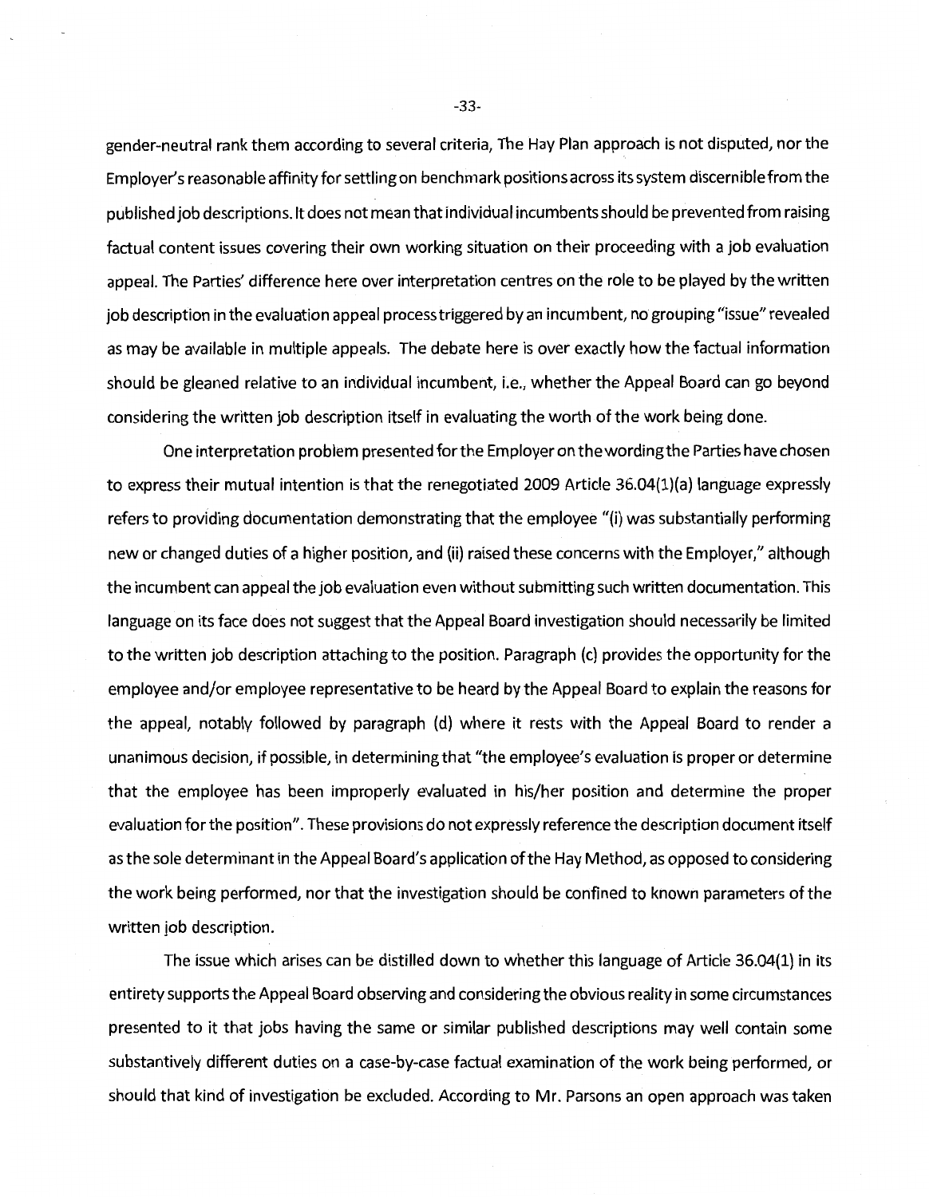gender-neutral rank them according to several criteria, The Hay Plan approach is not disputed, nor the Employer's reasonable affinity for settling on benchmark positions across its system discernible from the published job descriptions. It does not mean that individual incumbents should be prevented from raising factual content issues covering their own working situation on their proceeding with a job evaluation appeal. The Parties' difference here over interpretation centres on the role to be played by the written job description in the evaluation appeal process triggered by an incumbent, no grouping "issue" revealed as may be available in multiple appeals. The debate here is over exactly how the factual information should be gleaned relative to an individual incumbent, i.e., whether the Appeal Board can go beyond considering the written job description itself in evaluating the worth of the work being done.

One interpretation problem presented for the Employer on the wording the Parties have chosen to express their mutual intention is that the renegotiated 2009 Article 36.04(1)(a) language expressly refers to providing documentation demonstrating that the employee "(i) was substantially performing new or changed duties of a higher position, and (ii) raised these concerns with the Employer," although the incumbent can appeal the job evaluation even without submitting such written documentation. This language on its face does not suggest that the Appeal Board investigation should necessarily be limited to the written job description attaching to the position. Paragraph (c) provides the opportunity for the employee and/or employee representative to be heard by the Appeal Board to explain the reasons for the appeal, notably followed by paragraph (d) where it rests with the Appeal Board to render a unanimous decision, if possible, in determining that "the employee's evaluation is proper or determine that the employee has been improperly evaluated in his/her position and determine the proper evaluation for the position". These provisions do not expressly reference the description document itself as the sole determinant in the Appeal Board's application of the Hay Method, as opposed to considering the work being performed, nor that the investigation should be confined to known parameters of the written job description.

The issue which arises can be distilled down to whether this language of Article 36.04(1) in its entirety supports the Appeal Board observing and considering the obvious reality in some circumstances presented to it that jobs having the same or similar published descriptions may well contain some substantively different duties on a case-by-case factual examination of the work being performed, or should that kind of investigation be excluded. According to Mr. Parsons an open approach was taken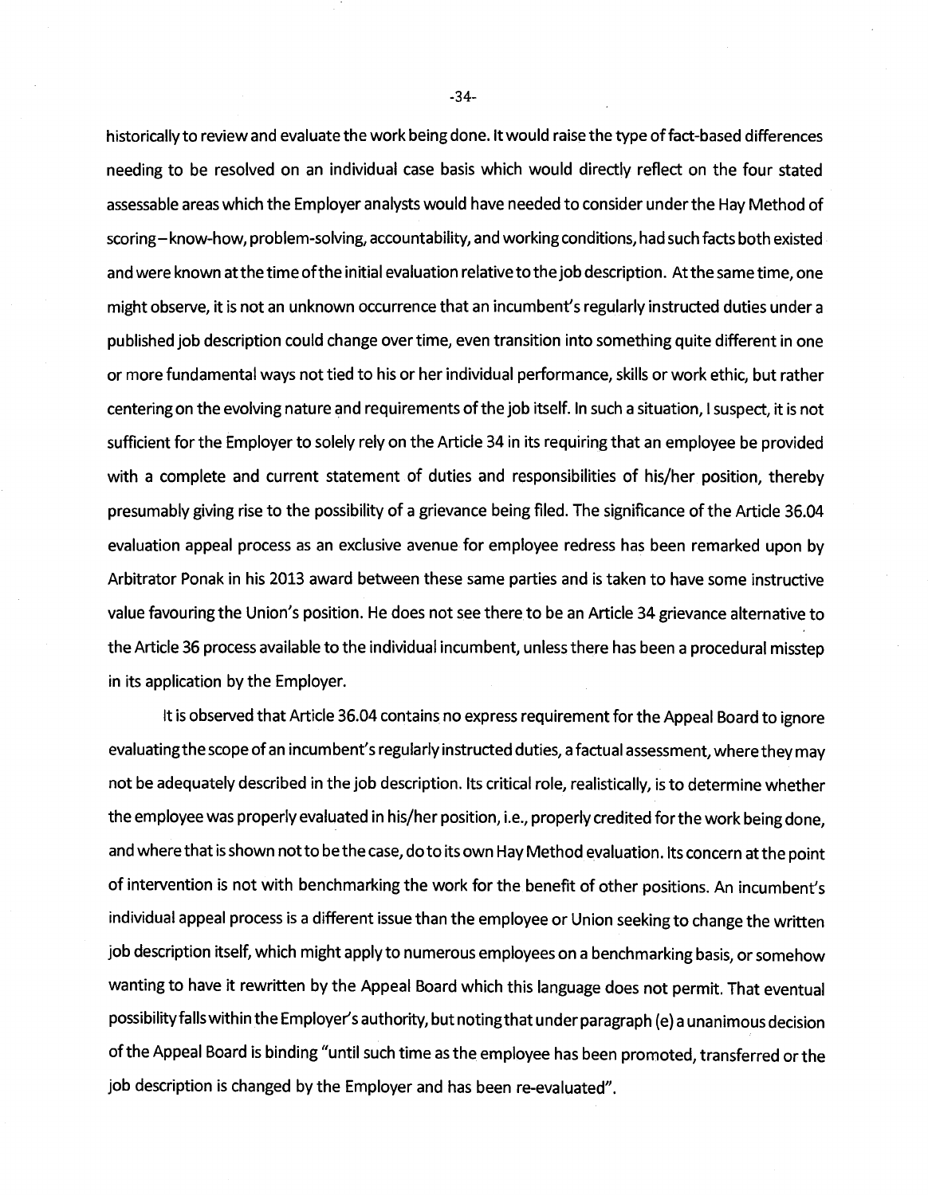historically to review and evaluate the work being done. It would raise the type of fact-based differences needing to be resolved on an individual case basis which would directly reflect on the four stated assessable areas which the Employer analysts would have needed to consider under the Hay Method of scoring – know-how, problem-solving, accountability, and working conditions, had such facts both existed and were known at the time of the initial evaluation relative to the job description. At the same time, one might observe, it is not an unknown occurrence that an incumbent's regularly instructed duties under a published job description could change over time, even transition into something quite different in one or more fundamental ways not tied to his or her individual performance, skills or work ethic, but rather centering on the evolving nature and requirements of the job itself. In such a situation, I suspect, it is not sufficient for the Employer to solely rely on the Article 34 in its requiring that an employee be provided with a complete and current statement of duties and responsibilities of his/her position, thereby presumably giving rise to the possibility of a grievance being filed. The significance of the Article 36.04 evaluation appeal process as an exclusive avenue for employee redress has been remarked upon by Arbitrator Ponak in his 2013 award between these same parties and is taken to have some instructive value favouring the Union's position. He does not see there to be an Article 34 grievance alternative to the Article 36 process available to the individual incumbent, unless there has been a procedural misstep in its application by the Employer.

It is observed that Article 36.04 contains no express requirement for the Appeal Board to ignore evaluating the scope of an incumbent's regularly instructed duties, a factual assessment, where they may not be adequately described in the job description. Its critical role, realistically, is to determine whether the employee was properly evaluated in his/her position, i.e., properly credited for the work being done, and where that is shown not to be the case, do to its own Hay Method evaluation. Its concern at the point of intervention is not with benchmarking the work for the benefit of other positions. An incumbent's individual appeal process is a different issue than the employee or Union seeking to change the written job description itself, which might apply to numerous employees on a benchmarking basis, or somehow wanting to have it rewritten by the Appeal Board which this language does not permit. That eventual possibility falls within the Employer's authority, but noting that under paragraph (e) a unanimous decision of the Appeal Board is binding "until such time as the employee has been promoted, transferred or the job description is changed by the Employer and has been re-evaluated".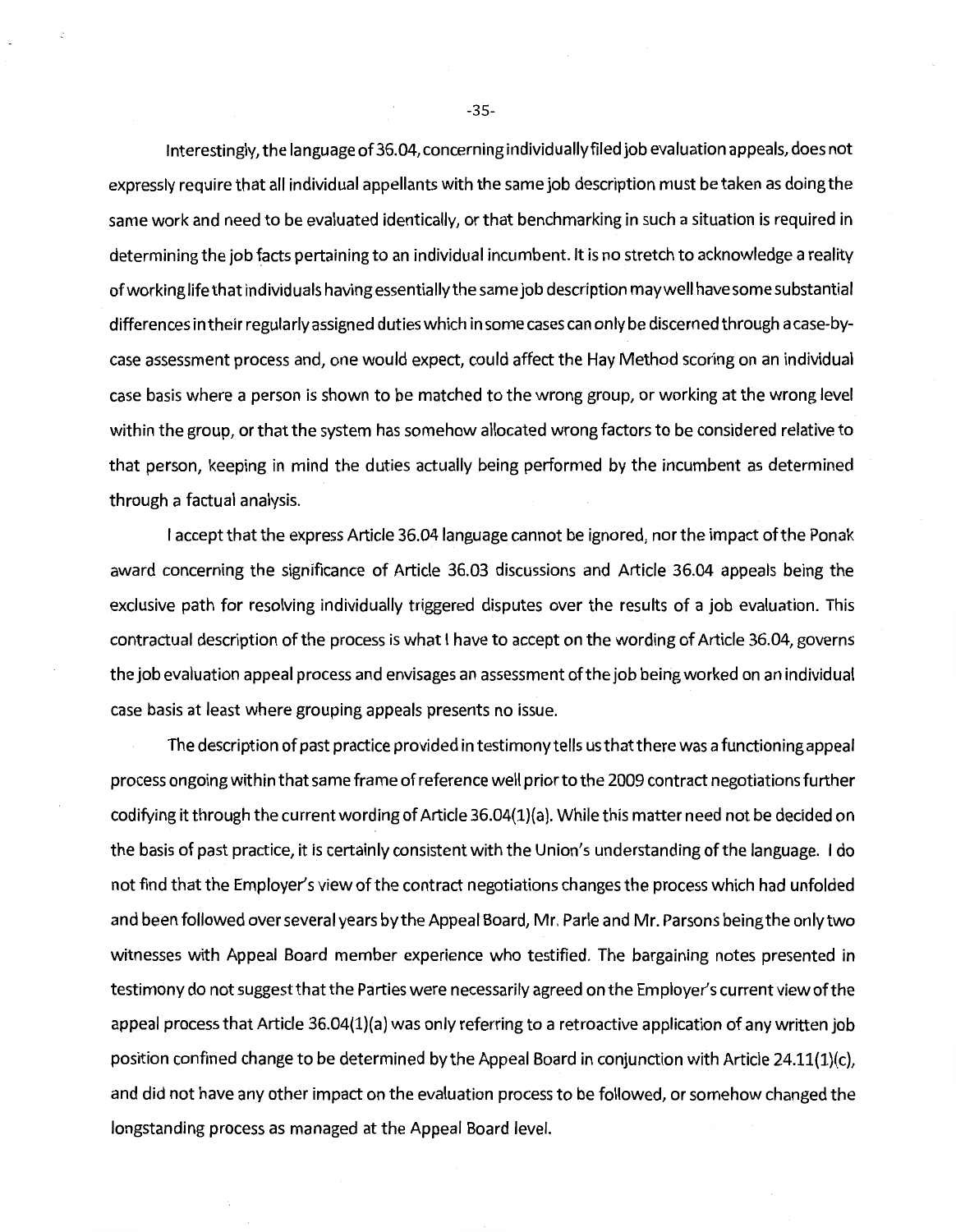Interestingly, the language of 36.04, concerning individually filed job evaluation appeals, does not expressly require that all individual appellants with the same job description must be taken as doing the same work and need to be evaluated identically, or that benchmarking in such a situation is required in determining the job facts pertaining to an individual incumbent. It is no stretch to acknowledge a reality of working life that individuals having essentially the same job description may well have some substantial differences in their regularly assigned duties which in some cases can only be discerned through a case-by-case assessment process and, one would expect, could affect the Hay Method scoring on an individual case basis where a person is shown to be matched to the wrong group, or working at the wrong level within the group, or that the system has somehow allocated wrong factors to be considered relative to that person, keeping in mind the duties actually being performed by the incumbent as determined through a factual analysis.

I accept that the express Article 36.04 language cannot be ignored, nor the impact of the Ponak award concerning the significance of Article 36.03 discussions and Article 36.04 appeals being the exclusive path for resolving individually triggered disputes over the results of a job evaluation. This contractual description of the process is what I have to accept on the wording of Article 36.04, governs the job evaluation appeal process and envisages an assessment of the job being worked on an individual case basis at least where grouping appeals presents no issue.

The description of past practice provided in testimony tells us that there was a functioning appeal process ongoing within that same frame of reference well prior to the 2009 contract negotiations further codifying it through the current wording of Article 36.04(1)(a). While this matter need not be decided on the basis of past practice, it is certainly consistent with the Union's understanding of the language. I do not find that the Employer's view of the contract negotiations changes the process which had unfolded and been followed over several years by the Appeal Board, Mr. Parle and Mr. Parsons being the only two witnesses with Appeal Board member experience who testified. The bargaining notes presented in testimony do not suggest that the Parties were necessarily agreed on the Employer's current view of the appeal process that Article 36.04(1)(a) was only referring to a retroactive application of any written job position confined change to be determined by the Appeal Board in conjunction with Article 24.11(1)(c), and did not have any other impact on the evaluation process to be followed, or somehow changed the longstanding process as managed at the Appeal Board level.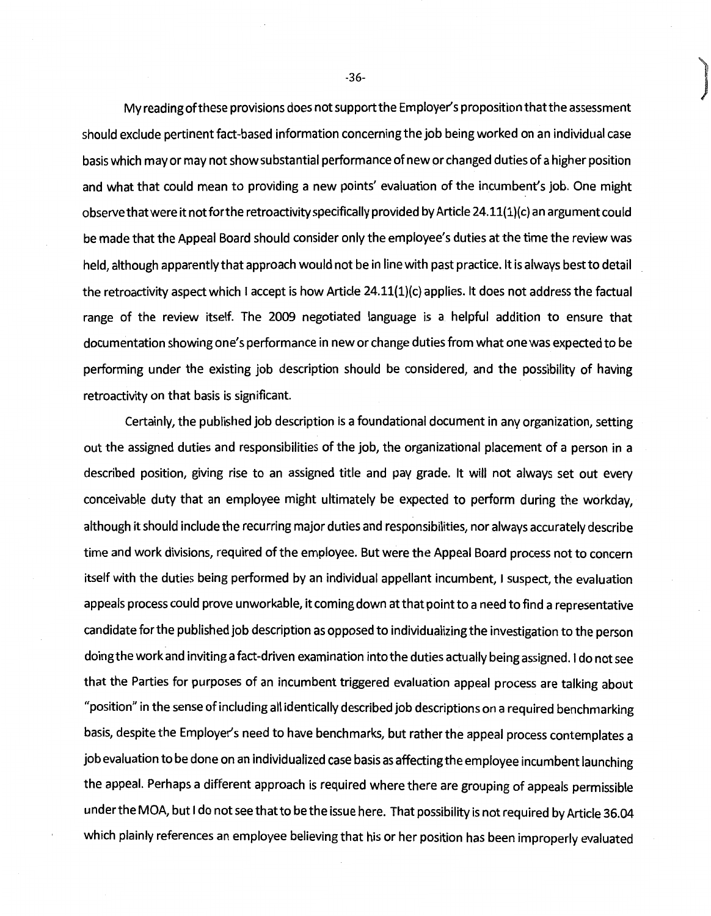My reading of these provisions does not support the Employer's proposition that the assessment should exclude pertinent fact-based information concerning the job being worked on an individual case basis which may or may not show substantial performance of new or changed duties of a higher position and what that could mean to providing a new points' evaluation of the incumbent's job. One might observe that were it not for the retroactivity specifically provided by Article 24.11(1)(c) an argument could be made that the Appeal Board should consider only the employee's duties at the time the review was held, although apparently that approach would not be in line with past practice. It is always best to detail the retroactivity aspect which I accept is how Article 24.11(1)(c) applies. It does not address the factual range of the review itself. The 2009 negotiated language is a helpful addition to ensure that documentation showing one's performance in new or change duties from what one was expected to be performing under the existing job description should be considered, and the possibility of having retroactivity on that basis is significant.

Certainly, the published job description is a foundational document in any organization, setting out the assigned duties and responsibilities of the job, the organizational placement of a person in a described position, giving rise to an assigned title and pay grade. It will not always set out every conceivable duty that an employee might ultimately be expected to perform during the workday, although it should include the recurring major duties and responsibilities, nor always accurately describe time and work divisions, required of the employee. But were the Appeal Board process not to concern itself with the duties being performed by an individual appellant incumbent, I suspect, the evaluation appeals process could prove unworkable, it coming down at that point to a need to find a representative candidate for the published job description as opposed to individualizing the investigation to the person doing the work and inviting a fact-driven examination into the duties actually being assigned. I do not see that the Parties for purposes of an incumbent triggered evaluation appeal process are talking about "position" in the sense of including all identically described job descriptions on a required benchmarking basis, despite the Employer's need to have benchmarks, but rather the appeal process contemplates a job evaluation to be done on an individualized case basis as affecting the employee incumbent launching the appeal. Perhaps a different approach is required where there are grouping of appeals permissible under the MOA, but I do not see that to be the issue here. That possibility is not required by Article 36.04 which plainly references an employee believing that his or her position has been improperly evaluated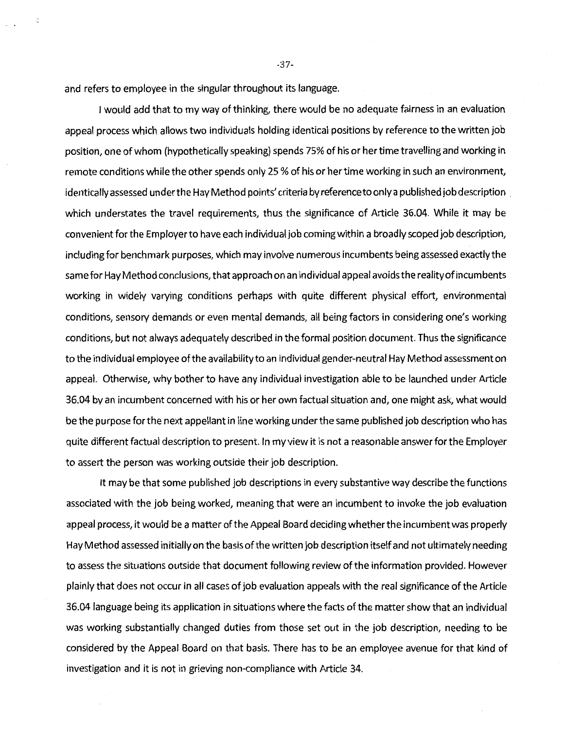and refers to employee in the singular throughout its language.

I would add that to my way of thinking, there would be no adequate fairness in an evaluation appeal process which allows two individuals holding identical positions by reference to the written job position, one of whom (hypothetically speaking) spends 75% of his or her time travelling and working in remote conditions while the other spends only 25 % of his or her time working in such an environment, identically assessed under the Hay Method points' criteria by reference to only a published job description which understates the travel requirements, thus the significance of Article 36.04. While it may be convenient for the Employer to have each individual job coming within a broadly scoped job description, including for benchmark purposes, which may involve numerous incumbents being assessed exactly the same for Hay Method conclusions, that approach on an individual appeal avoids the reality of incumbents working in widely varying conditions perhaps with quite different physical effort, environmental conditions, sensory demands or even mental demands, all being factors in considering one's working conditions, but not always adequately described in the formal position document. Thus the significance to the individual employee of the availability to an individual gender-neutral Hay Method assessment on appeal. Otherwise, why bother to have any individual investigation able to be launched under Article 36.04 by an incumbent concerned with his or her own factual situation and, one might ask, what would be the purpose for the next appellant in line working under the same published job description who has quite different factual description to present. In my view it is not a reasonable answer for the Employer to assert the person was working outside their job description.

It may be that some published job descriptions in every substantive way describe the functions associated with the job being worked, meaning that were an incumbent to invoke the job evaluation appeal process, it would be a matter of the Appeal Board deciding whether the incumbent was properly Hay Method assessed initially on the basis of the written job description itself and not ultimately needing to assess the situations outside that document following review of the information provided. However plainly that does not occur in all cases of job evaluation appeals with the real significance of the Article 36.04 language being its application in situations where the facts of the matter show that an individual was working substantially changed duties from those set out in the job description, needing to be considered by the Appeal Board on that basis. There has to be an employee avenue for that kind of investigation and it is not in grieving non-compliance with Article 34.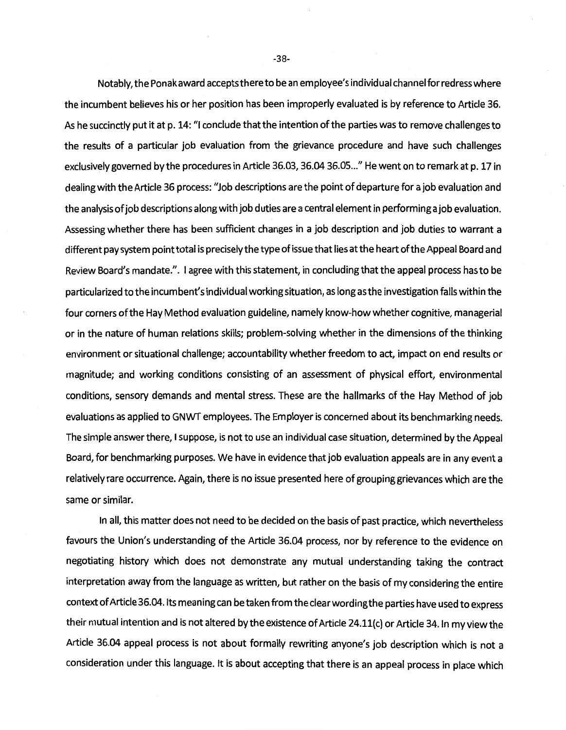Notably, the Ponak award accepts there to be an employee's individual channel for redress where the incumbent believes his or her position has been improperly evaluated is by reference to Article 36. As he succinctly put it at p. 14: "I conclude that the intention of the parties was to remove challenges to the results of a particular job evaluation from the grievance procedure and have such challenges exclusively governed by the procedures in Article 36.03, 36.04 36.05..." He went on to remark at p. 17 in dealing with the Article 36 process: "Job descriptions are the point of departure for a job evaluation and the analysis of job descriptions along with job duties are a central element in performing a job evaluation. Assessing whether there has been sufficient changes in a job description and job duties to warrant a different pay system point total is precisely the type of issue that lies at the heart of the Appeal Board and Review Board's mandate.". I agree with this statement, in concluding that the appeal process has to be particularized to the incumbent's individual working situation, as long as the investigation falls within the four corners of the Hay Method evaluation guideline, namely know-how whether cognitive, managerial or in the nature of human relations skills; problem-solving whether in the dimensions of the thinking environment or situational challenge; accountability whether freedom to act, impact on end results or magnitude; and working conditions consisting of an assessment of physical effort, environmental conditions, sensory demands and mental stress. These are the hallmarks of the Hay Method of job evaluations as applied to GNWT employees. The Employer is concerned about its benchmarking needs. The simple answer there, I suppose, is not to use an individual case situation, determined by the Appeal Board, for benchmarking purposes. We have in evidence that job evaluation appeals are in any event a relatively rare occurrence. Again, there is no issue presented here of grouping grievances which are the same or similar.

In all, this matter does not need to be decided on the basis of past practice, which nevertheless favours the Union's understanding of the Article 36.04 process, nor by reference to the evidence on negotiating history which does not demonstrate any mutual understanding taking the contract interpretation away from the language as written, but rather on the basis of my considering the entire context of Article 36.04. Its meaning can be taken from the clear wording the parties have used to express their mutual intention and is not altered by the existence of Article 24.11(c) or Article 34. In my view the Article 36.04 appeal process is not about formally rewriting anyone's job description which is not a consideration under this language. It is about accepting that there is an appeal process in place which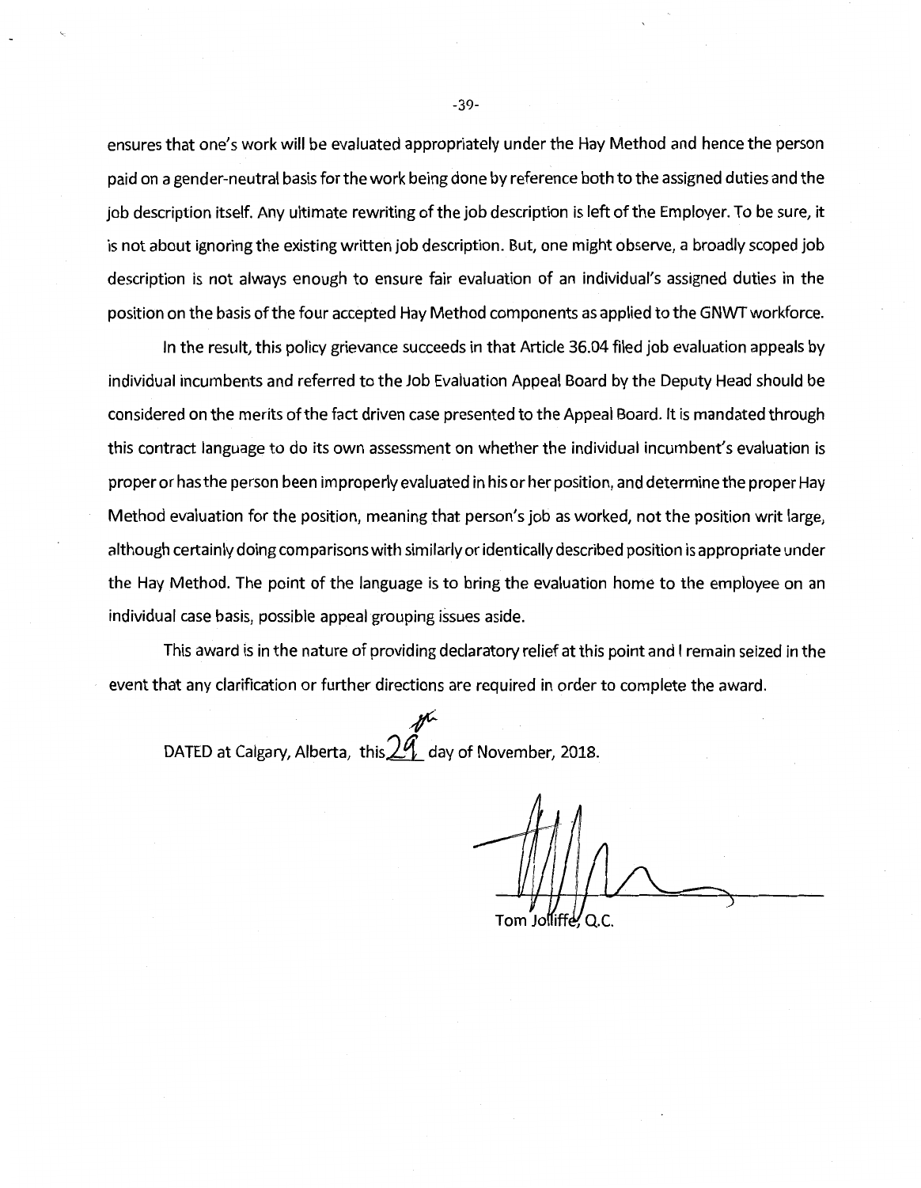ensures that one's work will be evaluated appropriately under the Hay Method and hence the person paid on a gender-neutral basis for the work being done by reference both to the assigned duties and the job description itself. Any ultimate rewriting of the job description is left of the Employer. To be sure, it is not about ignoring the existing written job description. But, one might observe, a broadly scoped job description is not always enough to ensure fair evaluation of an individual's assigned duties in the position on the basis of the four accepted Hay Method components as applied to the GNWT workforce.

In the result, this policy grievance succeeds in that Article 36.04 filed job evaluation appeals by individual incumbents and referred to the Job Evaluation Appeal Board by the Deputy Head should be considered on the merits of the fact driven case presented to the Appeal Board. It is mandated through this contract language to do its own assessment on whether the individual incumbent's evaluation is proper or has the person been improperly evaluated in his or her position, and determine the proper Hay Method evaluation for the position, meaning that person's job as worked, not the position writ large, although certainly doing comparisons with similarly or identically described position is appropriate under the Hay Method. The point of the language is to bring the evaluation home to the employee on an individual case basis, possible appeal grouping issues aside.

This award is in the nature of providing declaratory relief at this point and I remain seized in the event that any clarification or further directions are required in order to complete the award.

DATED at Calgary, Alberta, this 29th day of November, 2018.

Tom Jolliffe, Q.C.